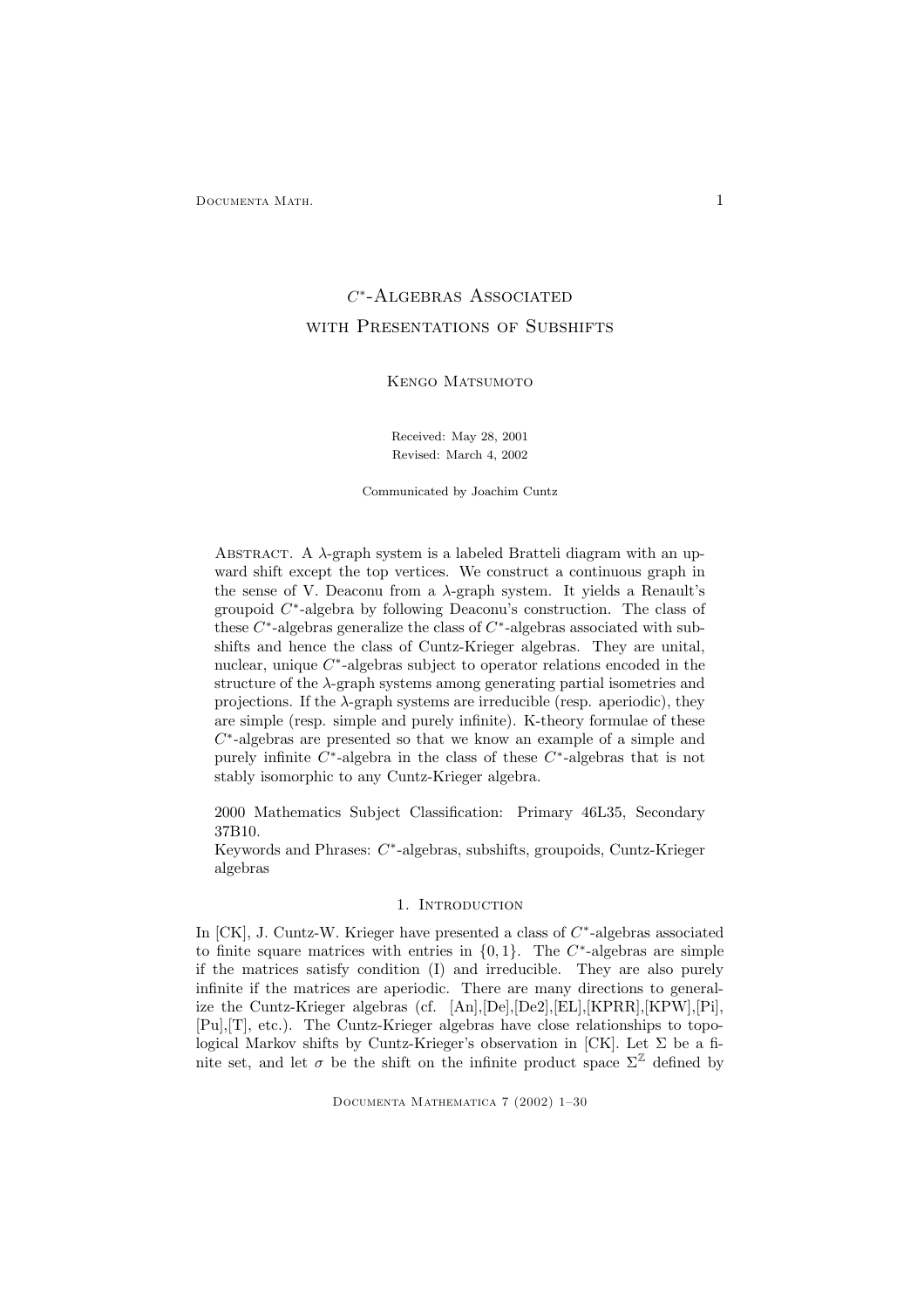# $C^*$-Algebras Associated with Presentations of Subshifts

Kengo Matsumoto

Received: May 28, 2001
Revised: March 4, 2002

Communicated by Joachim Cuntz

Abstract. A $\lambda$-graph system is a labeled Bratteli diagram with an upward shift except the top vertices. We construct a continuous graph in the sense of V. Deaconu from a $\lambda$-graph system. It yields a Renault's groupoid $C^*$-algebra by following Deaconu's construction. The class of these $C^*$-algebras generalize the class of $C^*$-algebras associated with subshifts and hence the class of Cuntz-Krieger algebras. They are unital, nuclear, unique $C^*$-algebras subject to operator relations encoded in the structure of the $\lambda$-graph systems among generating partial isometries and projections. If the $\lambda$-graph systems are irreducible (resp. aperiodic), they are simple (resp. simple and purely infinite). K-theory formulae of these $C^*$-algebras are presented so that we know an example of a simple and purely infinite $C^*$-algebra in the class of these $C^*$-algebras that is not stably isomorphic to any Cuntz-Krieger algebra.

2000 Mathematics Subject Classification: Primary 46L35, Secondary 37B10.

Keywords and Phrases: $C^*$-algebras, subshifts, groupoids, Cuntz-Krieger algebras

## 1. Introduction

In [CK], J. Cuntz-W. Krieger have presented a class of $C^*$-algebras associated to finite square matrices with entries in $\{0, 1\}$. The $C^*$-algebras are simple if the matrices satisfy condition (I) and irreducible. They are also purely infinite if the matrices are aperiodic. There are many directions to generalize the Cuntz-Krieger algebras (cf. [An],[De],[De2],[EL],[KPRR],[KPW],[Pi],[Pu],[T], etc.). The Cuntz-Krieger algebras have close relationships to topological Markov shifts by Cuntz-Krieger's observation in [CK]. Let $\Sigma$ be a finite set, and let $\sigma$ be the shift on the infinite product space $\Sigma^{\mathbb{Z}}$ defined by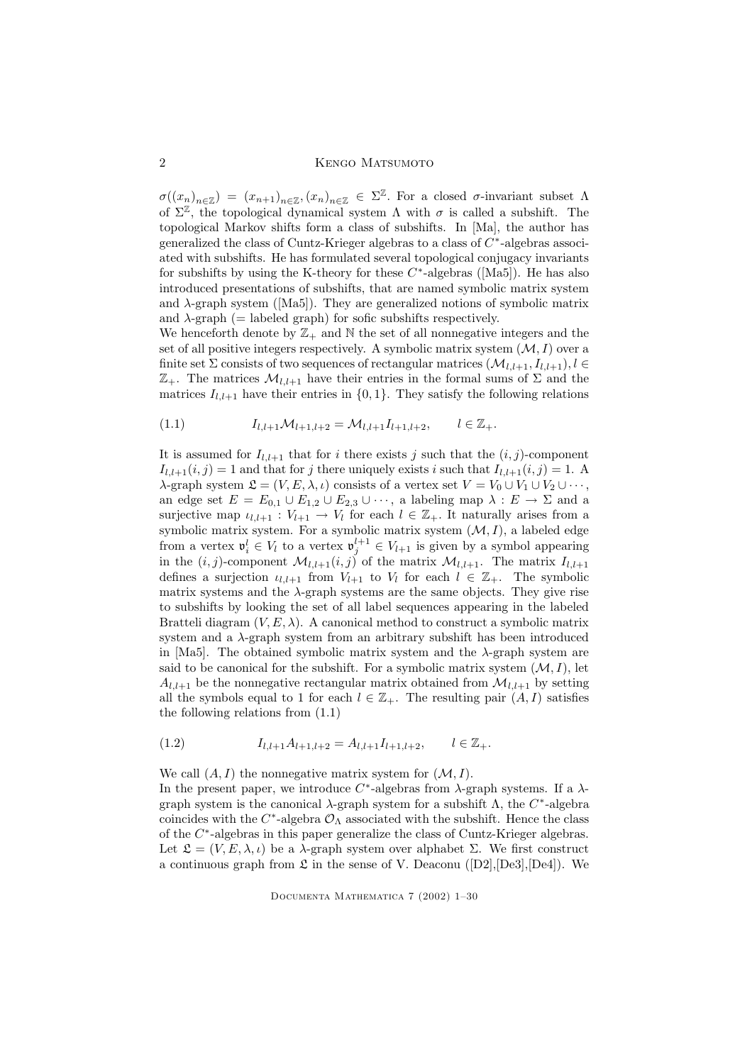$\sigma((x_n)_{n\in\mathbb{Z}}) = (x_{n+1})_{n\in\mathbb{Z}}, (x_n)_{n\in\mathbb{Z}} \in \Sigma^{\mathbb{Z}}$. For a closed $\sigma$-invariant subset $\Lambda$ of $\Sigma^{\mathbb{Z}}$, the topological dynamical system $\Lambda$ with $\sigma$ is called a subshift. The topological Markov shifts form a class of subshifts. In [Ma], the author has generalized the class of Cuntz-Krieger algebras to a class of $C^*$-algebras associated with subshifts. He has formulated several topological conjugacy invariants for subshifts by using the K-theory for these $C^*$-algebras ([Ma5]). He has also introduced presentations of subshifts, that are named symbolic matrix system and $\lambda$-graph system ([Ma5]). They are generalized notions of symbolic matrix and $\lambda$-graph (= labeled graph) for sofic subshifts respectively.

We henceforth denote by $\mathbb{Z}_+$ and $\mathbb{N}$ the set of all nonnegative integers and the set of all positive integers respectively. A symbolic matrix system $(\mathcal{M}, I)$ over a finite set $\Sigma$ consists of two sequences of rectangular matrices $(\mathcal{M}_{l,l+1}, I_{l,l+1}), l \in \mathbb{Z}_+$. The matrices $\mathcal{M}_{l,l+1}$ have their entries in the formal sums of $\Sigma$ and the matrices $I_{l,l+1}$ have their entries in $\{0, 1\}$. They satisfy the following relations

$$I_{l,l+1}\mathcal{M}_{l+1,l+2} = \mathcal{M}_{l,l+1}I_{l+1,l+2}, \qquad l \in \mathbb{Z}_+. \tag{1.1}$$

It is assumed for $I_{l,l+1}$ that for $i$ there exists $j$ such that the $(i,j)$-component $I_{l,l+1}(i,j) = 1$ and that for $j$ there uniquely exists $i$ such that $I_{l,l+1}(i,j) = 1$. A $\lambda$-graph system $\mathfrak{L} = (V, E, \lambda, \iota)$ consists of a vertex set $V = V_0 \cup V_1 \cup V_2 \cup \cdots$, an edge set $E = E_{0,1} \cup E_{1,2} \cup E_{2,3} \cup \cdots$, a labeling map $\lambda : E \to \Sigma$ and a surjective map $\iota_{l,l+1} : V_{l+1} \to V_l$ for each $l \in \mathbb{Z}_+$. It naturally arises from a symbolic matrix system. For a symbolic matrix system $(\mathcal{M}, I)$, a labeled edge from a vertex $\mathfrak{v}_i^l \in V_l$ to a vertex $\mathfrak{v}_j^{l+1} \in V_{l+1}$ is given by a symbol appearing in the $(i,j)$-component $\mathcal{M}_{l,l+1}(i,j)$ of the matrix $\mathcal{M}_{l,l+1}$. The matrix $I_{l,l+1}$ defines a surjection $\iota_{l,l+1}$ from $V_{l+1}$ to $V_l$ for each $l \in \mathbb{Z}_+$. The symbolic matrix systems and the $\lambda$-graph systems are the same objects. They give rise to subshifts by looking the set of all label sequences appearing in the labeled Bratteli diagram $(V, E, \lambda)$. A canonical method to construct a symbolic matrix system and a $\lambda$-graph system from an arbitrary subshift has been introduced in [Ma5]. The obtained symbolic matrix system and the $\lambda$-graph system are said to be canonical for the subshift. For a symbolic matrix system $(\mathcal{M}, I)$, let $A_{l,l+1}$ be the nonnegative rectangular matrix obtained from $\mathcal{M}_{l,l+1}$ by setting all the symbols equal to 1 for each $l \in \mathbb{Z}_+$. The resulting pair $(A, I)$ satisfies the following relations from (1.1)

$$I_{l,l+1}A_{l+1,l+2} = A_{l,l+1}I_{l+1,l+2}, \qquad l \in \mathbb{Z}_+. \tag{1.2}$$

We call $(A, I)$ the nonnegative matrix system for $(\mathcal{M}, I)$.

In the present paper, we introduce $C^*$-algebras from $\lambda$-graph systems. If a $\lambda$-graph system is the canonical $\lambda$-graph system for a subshift $\Lambda$, the $C^*$-algebra coincides with the $C^*$-algebra $\mathcal{O}_\Lambda$ associated with the subshift. Hence the class of the $C^*$-algebras in this paper generalize the class of Cuntz-Krieger algebras. Let $\mathfrak{L} = (V, E, \lambda, \iota)$ be a $\lambda$-graph system over alphabet $\Sigma$. We first construct a continuous graph from $\mathfrak{L}$ in the sense of V. Deaconu ([D2],[De3],[De4]). We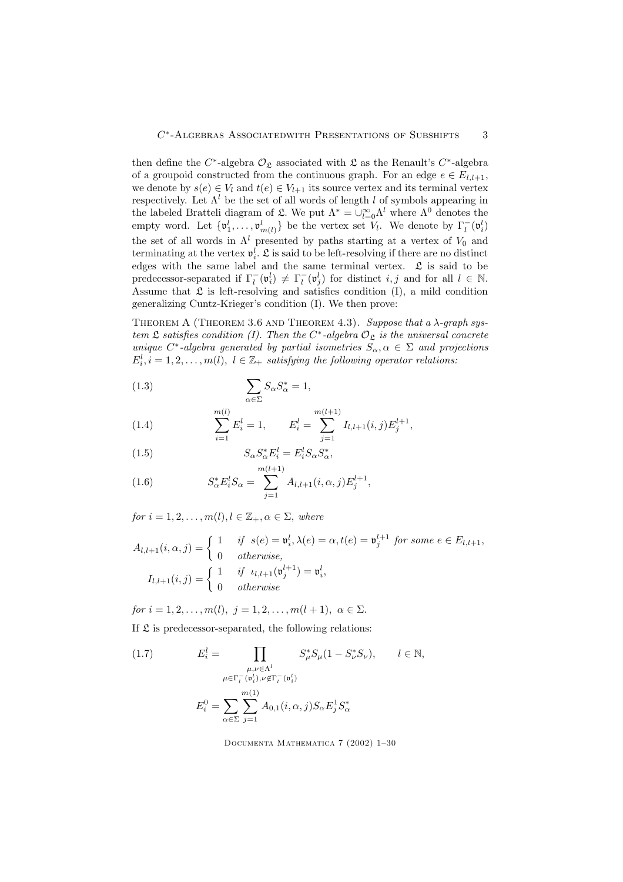then define the $C^*$-algebra $\mathcal{O}_{\mathfrak{L}}$ associated with $\mathfrak{L}$ as the Renault's $C^*$-algebra of a groupoid constructed from the continuous graph. For an edge $e \in E_{l,l+1}$, we denote by $s(e) \in V_l$ and $t(e) \in V_{l+1}$ its source vertex and its terminal vertex respectively. Let $\Lambda^l$ be the set of all words of length $l$ of symbols appearing in the labeled Bratteli diagram of $\mathfrak{L}$. We put $\Lambda^* = \cup_{l=0}^{\infty} \Lambda^l$ where $\Lambda^0$ denotes the empty word. Let $\{\mathfrak{v}_1^l, \dots, \mathfrak{v}_{m(l)}^l\}$ be the vertex set $V_l$. We denote by $\Gamma_l^-(\mathfrak{v}_i^l)$ the set of all words in $\Lambda^l$ presented by paths starting at a vertex of $V_0$ and terminating at the vertex $\mathfrak{v}_i^l$. $\mathfrak{L}$ is said to be left-resolving if there are no distinct edges with the same label and the same terminal vertex. $\mathfrak{L}$ is said to be predecessor-separated if $\Gamma_l^-(\mathfrak{v}_i^l) \neq \Gamma_l^-(\mathfrak{v}_j^l)$ for distinct $i, j$ and for all $l \in \mathbb{N}$. Assume that $\mathfrak{L}$ is left-resolving and satisfies condition (I), a mild condition generalizing Cuntz-Krieger's condition (I). We then prove:

Theorem A (Theorem 3.6 and Theorem 4.3). *Suppose that a $\lambda$-graph system $\mathfrak{L}$ satisfies condition (I). Then the $C^*$-algebra $\mathcal{O}_{\mathfrak{L}}$ is the universal concrete unique $C^*$-algebra generated by partial isometries $S_\alpha, \alpha \in \Sigma$ and projections $E_i^l, i = 1, 2, \dots, m(l),\ l \in \mathbb{Z}_+$ satisfying the following operator relations:*

$$\sum_{\alpha \in \Sigma} S_\alpha S_\alpha^* = 1, \tag{1.3}$$

$$\sum_{i=1}^{m(l)} E_i^l = 1, \qquad E_i^l = \sum_{j=1}^{m(l+1)} I_{l,l+1}(i,j) E_j^{l+1}, \tag{1.4}$$

$$S_\alpha S_\alpha^* E_i^l = E_i^l S_\alpha S_\alpha^*, \tag{1.5}$$

$$S_\alpha^* E_i^l S_\alpha = \sum_{j=1}^{m(l+1)} A_{l,l+1}(i,\alpha,j) E_j^{l+1}, \tag{1.6}$$

*for $i = 1, 2, \dots, m(l), l \in \mathbb{Z}_+, \alpha \in \Sigma$, where*

$$A_{l,l+1}(i,\alpha,j) = \begin{cases} 1 & \text{if } s(e) = \mathfrak{v}_i^l, \lambda(e) = \alpha, t(e) = \mathfrak{v}_j^{l+1} \text{ for some } e \in E_{l,l+1}, \\ 0 & \text{otherwise,} \end{cases}$$

$$I_{l,l+1}(i,j) = \begin{cases} 1 & \text{if } \iota_{l,l+1}(\mathfrak{v}_j^{l+1}) = \mathfrak{v}_i^l, \\ 0 & \text{otherwise} \end{cases}$$

*for $i = 1, 2, \dots, m(l),\ j = 1, 2, \dots, m(l+1),\ \alpha \in \Sigma$.*

*If $\mathfrak{L}$ is predecessor-separated, the following relations:*

$$E_i^l = \prod_{\substack{\mu,\nu \in \Lambda^l \\ \mu \in \Gamma_l^-(\mathfrak{v}_i^l), \nu \notin \Gamma_l^-(\mathfrak{v}_i^l)}} S_\mu^* S_\mu (1 - S_\nu^* S_\nu), \qquad l \in \mathbb{N}, \tag{1.7}$$

$$E_i^0 = \sum_{\alpha \in \Sigma} \sum_{j=1}^{m(1)} A_{0,1}(i,\alpha,j) S_\alpha E_j^1 S_\alpha^*$$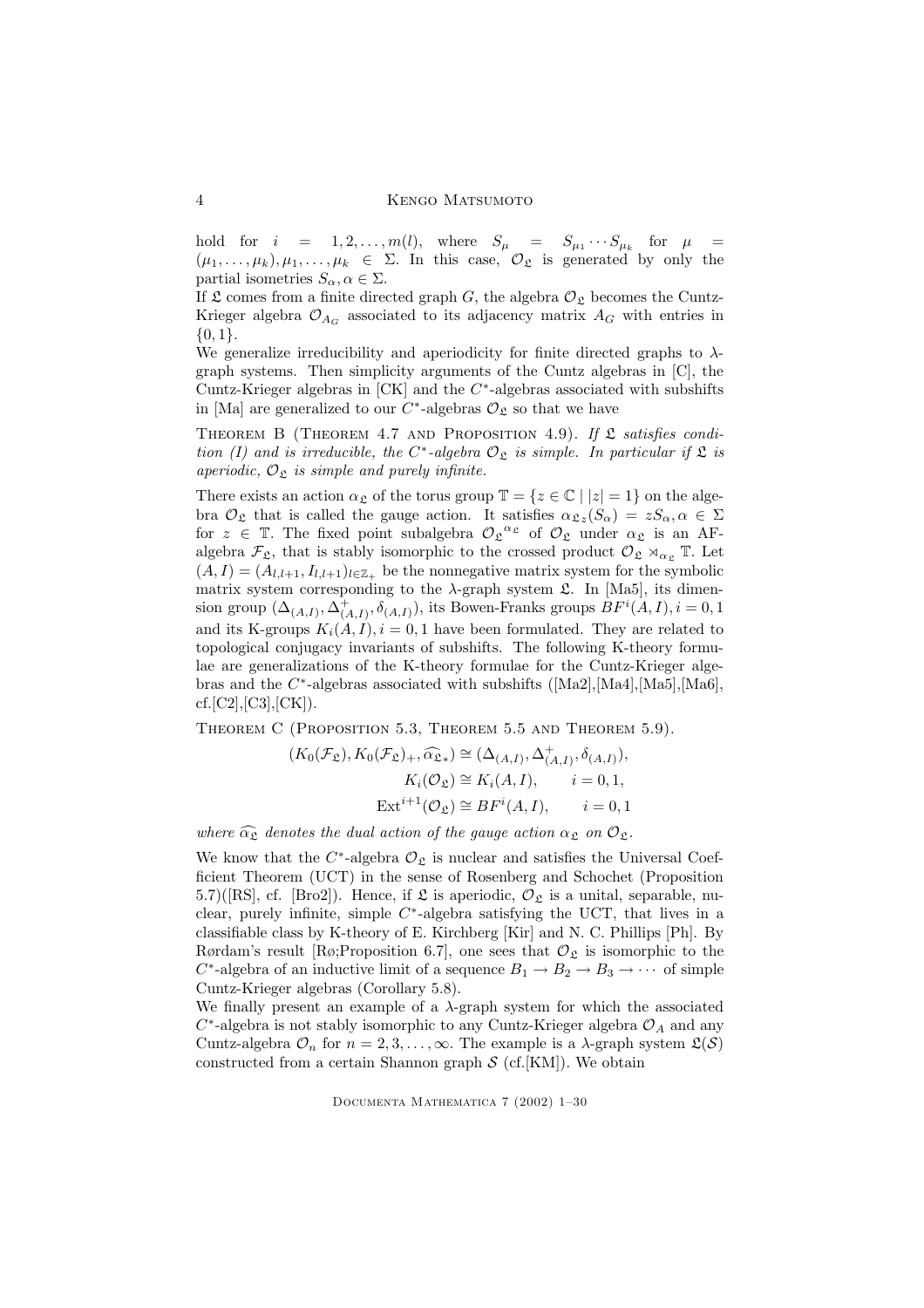hold for $i = 1, 2, \dots, m(l)$, where $S_\mu = S_{\mu_1} \cdots S_{\mu_k}$ for $\mu = (\mu_1, \dots, \mu_k), \mu_1, \dots, \mu_k \in \Sigma$. In this case, $\mathcal{O}_{\mathfrak{L}}$ is generated by only the partial isometries $S_\alpha, \alpha \in \Sigma$.

If $\mathfrak{L}$ comes from a finite directed graph $G$, the algebra $\mathcal{O}_{\mathfrak{L}}$ becomes the Cuntz-Krieger algebra $\mathcal{O}_{A_G}$ associated to its adjacency matrix $A_G$ with entries in $\{0, 1\}$.

We generalize irreducibility and aperiodicity for finite directed graphs to $\lambda$-graph systems. Then simplicity arguments of the Cuntz algebras in [C], the Cuntz-Krieger algebras in [CK] and the $C^*$-algebras associated with subshifts in [Ma] are generalized to our $C^*$-algebras $\mathcal{O}_{\mathfrak{L}}$ so that we have

Theorem B (Theorem 4.7 and Proposition 4.9). *If $\mathfrak{L}$ satisfies condition (I) and is irreducible, the $C^*$-algebra $\mathcal{O}_{\mathfrak{L}}$ is simple. In particular if $\mathfrak{L}$ is aperiodic, $\mathcal{O}_{\mathfrak{L}}$ is simple and purely infinite.*

There exists an action $\alpha_{\mathfrak{L}}$ of the torus group $\mathbb{T} = \{z \in \mathbb{C} \mid |z| = 1\}$ on the algebra $\mathcal{O}_{\mathfrak{L}}$ that is called the gauge action. It satisfies $\alpha_{\mathfrak{L}z}(S_\alpha) = zS_\alpha, \alpha \in \Sigma$ for $z \in \mathbb{T}$. The fixed point subalgebra $\mathcal{O}_{\mathfrak{L}}{}^{\alpha_{\mathfrak{L}}}$ of $\mathcal{O}_{\mathfrak{L}}$ under $\alpha_{\mathfrak{L}}$ is an AF-algebra $\mathcal{F}_{\mathfrak{L}}$, that is stably isomorphic to the crossed product $\mathcal{O}_{\mathfrak{L}} \rtimes_{\alpha_{\mathfrak{L}}} \mathbb{T}$. Let $(A, I) = (A_{l,l+1}, I_{l,l+1})_{l \in \mathbb{Z}_+}$ be the nonnegative matrix system for the symbolic matrix system corresponding to the $\lambda$-graph system $\mathfrak{L}$. In [Ma5], its dimension group $(\Delta_{(A,I)}, \Delta^+_{(A,I)}, \delta_{(A,I)})$, its Bowen-Franks groups $BF^i(A, I), i = 0, 1$ and its K-groups $K_i(A, I), i = 0, 1$ have been formulated. They are related to topological conjugacy invariants of subshifts. The following K-theory formulae are generalizations of the K-theory formulae for the Cuntz-Krieger algebras and the $C^*$-algebras associated with subshifts ([Ma2],[Ma4],[Ma5],[Ma6], cf.[C2],[C3],[CK]).

Theorem C (Proposition 5.3, Theorem 5.5 and Theorem 5.9).

$$
\begin{aligned}
(K_0(\mathcal{F}_{\mathfrak{L}}), K_0(\mathcal{F}_{\mathfrak{L}})_+, \widehat{\alpha_{\mathfrak{L}}}_*) &\cong (\Delta_{(A,I)}, \Delta^+_{(A,I)}, \delta_{(A,I)}), \\
K_i(\mathcal{O}_{\mathfrak{L}}) &\cong K_i(A, I), \qquad i = 0, 1, \\
\mathrm{Ext}^{i+1}(\mathcal{O}_{\mathfrak{L}}) &\cong BF^i(A, I), \qquad i = 0, 1
\end{aligned}
$$

*where $\widehat{\alpha_{\mathfrak{L}}}$ denotes the dual action of the gauge action $\alpha_{\mathfrak{L}}$ on $\mathcal{O}_{\mathfrak{L}}$.*

We know that the $C^*$-algebra $\mathcal{O}_{\mathfrak{L}}$ is nuclear and satisfies the Universal Coefficient Theorem (UCT) in the sense of Rosenberg and Schochet (Proposition 5.7)([RS], cf. [Bro2]). Hence, if $\mathfrak{L}$ is aperiodic, $\mathcal{O}_{\mathfrak{L}}$ is a unital, separable, nuclear, purely infinite, simple $C^*$-algebra satisfying the UCT, that lives in a classifiable class by K-theory of E. Kirchberg [Kir] and N. C. Phillips [Ph]. By Rørdam's result [Rø;Proposition 6.7], one sees that $\mathcal{O}_{\mathfrak{L}}$ is isomorphic to the $C^*$-algebra of an inductive limit of a sequence $B_1 \to B_2 \to B_3 \to \cdots$ of simple Cuntz-Krieger algebras (Corollary 5.8).

We finally present an example of a $\lambda$-graph system for which the associated $C^*$-algebra is not stably isomorphic to any Cuntz-Krieger algebra $\mathcal{O}_A$ and any Cuntz-algebra $\mathcal{O}_n$ for $n = 2, 3, \dots, \infty$. The example is a $\lambda$-graph system $\mathfrak{L}(\mathcal{S})$ constructed from a certain Shannon graph $\mathcal{S}$ (cf.[KM]). We obtain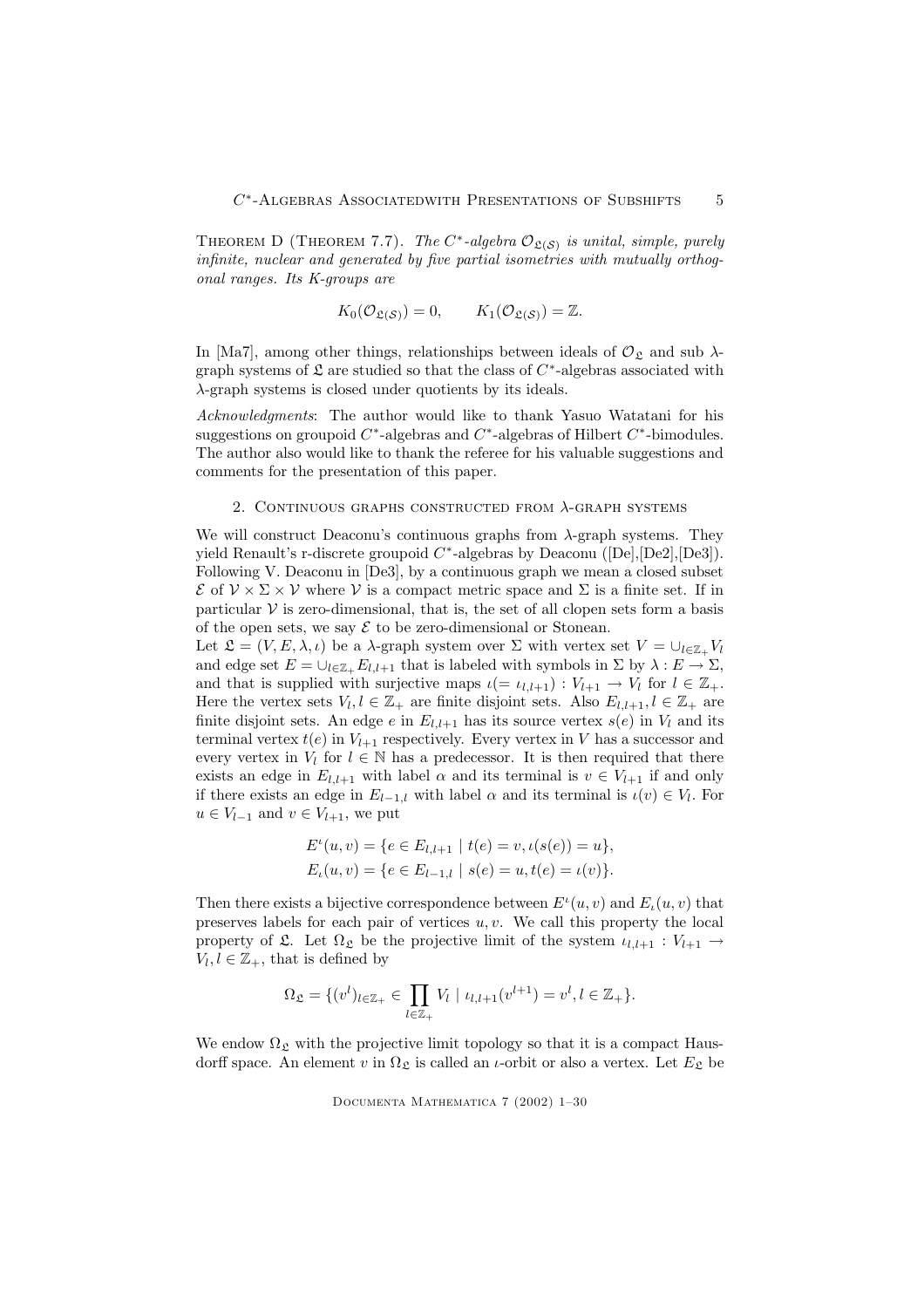Theorem D (Theorem 7.7). *The $C^*$-algebra $\mathcal{O}_{\mathfrak{L}(\mathcal{S})}$ is unital, simple, purely infinite, nuclear and generated by five partial isometries with mutually orthogonal ranges. Its K-groups are*

$$K_0(\mathcal{O}_{\mathfrak{L}(\mathcal{S})}) = 0, \qquad K_1(\mathcal{O}_{\mathfrak{L}(\mathcal{S})}) = \mathbb{Z}.$$

In [Ma7], among other things, relationships between ideals of $\mathcal{O}_{\mathfrak{L}}$ and sub $\lambda$-graph systems of $\mathfrak{L}$ are studied so that the class of $C^*$-algebras associated with $\lambda$-graph systems is closed under quotients by its ideals.

*Acknowledgments*: The author would like to thank Yasuo Watatani for his suggestions on groupoid $C^*$-algebras and $C^*$-algebras of Hilbert $C^*$-bimodules. The author also would like to thank the referee for his valuable suggestions and comments for the presentation of this paper.

## 2. Continuous graphs constructed from $\lambda$-graph systems

We will construct Deaconu's continuous graphs from $\lambda$-graph systems. They yield Renault's r-discrete groupoid $C^*$-algebras by Deaconu ([De],[De2],[De3]). Following V. Deaconu in [De3], by a continuous graph we mean a closed subset $\mathcal{E}$ of $\mathcal{V} \times \Sigma \times \mathcal{V}$ where $\mathcal{V}$ is a compact metric space and $\Sigma$ is a finite set. If in particular $\mathcal{V}$ is zero-dimensional, that is, the set of all clopen sets form a basis of the open sets, we say $\mathcal{E}$ to be zero-dimensional or Stonean.

Let $\mathfrak{L} = (V, E, \lambda, \iota)$ be a $\lambda$-graph system over $\Sigma$ with vertex set $V = \cup_{l \in \mathbb{Z}_+} V_l$ and edge set $E = \cup_{l \in \mathbb{Z}_+} E_{l,l+1}$ that is labeled with symbols in $\Sigma$ by $\lambda : E \to \Sigma$, and that is supplied with surjective maps $\iota(= \iota_{l,l+1}) : V_{l+1} \to V_l$ for $l \in \mathbb{Z}_+$. Here the vertex sets $V_l, l \in \mathbb{Z}_+$ are finite disjoint sets. Also $E_{l,l+1}, l \in \mathbb{Z}_+$ are finite disjoint sets. An edge $e$ in $E_{l,l+1}$ has its source vertex $s(e)$ in $V_l$ and its terminal vertex $t(e)$ in $V_{l+1}$ respectively. Every vertex in $V$ has a successor and every vertex in $V_l$ for $l \in \mathbb{N}$ has a predecessor. It is then required that there exists an edge in $E_{l,l+1}$ with label $\alpha$ and its terminal is $v \in V_{l+1}$ if and only if there exists an edge in $E_{l-1,l}$ with label $\alpha$ and its terminal is $\iota(v) \in V_l$. For $u \in V_{l-1}$ and $v \in V_{l+1}$, we put

$$\begin{aligned}
E^{\iota}(u, v) &= \{e \in E_{l,l+1} \mid t(e) = v, \iota(s(e)) = u\}, \\
E_{\iota}(u, v) &= \{e \in E_{l-1,l} \mid s(e) = u, t(e) = \iota(v)\}.
\end{aligned}$$

Then there exists a bijective correspondence between $E^{\iota}(u, v)$ and $E_{\iota}(u, v)$ that preserves labels for each pair of vertices $u, v$. We call this property the local property of $\mathfrak{L}$. Let $\Omega_{\mathfrak{L}}$ be the projective limit of the system $\iota_{l,l+1} : V_{l+1} \to V_l, l \in \mathbb{Z}_+$, that is defined by

$$\Omega_{\mathfrak{L}} = \{(v^l)_{l \in \mathbb{Z}_+} \in \prod_{l \in \mathbb{Z}_+} V_l \mid \iota_{l,l+1}(v^{l+1}) = v^l, l \in \mathbb{Z}_+\}.$$

We endow $\Omega_{\mathfrak{L}}$ with the projective limit topology so that it is a compact Hausdorff space. An element $v$ in $\Omega_{\mathfrak{L}}$ is called an $\iota$-orbit or also a vertex. Let $E_{\mathfrak{L}}$ be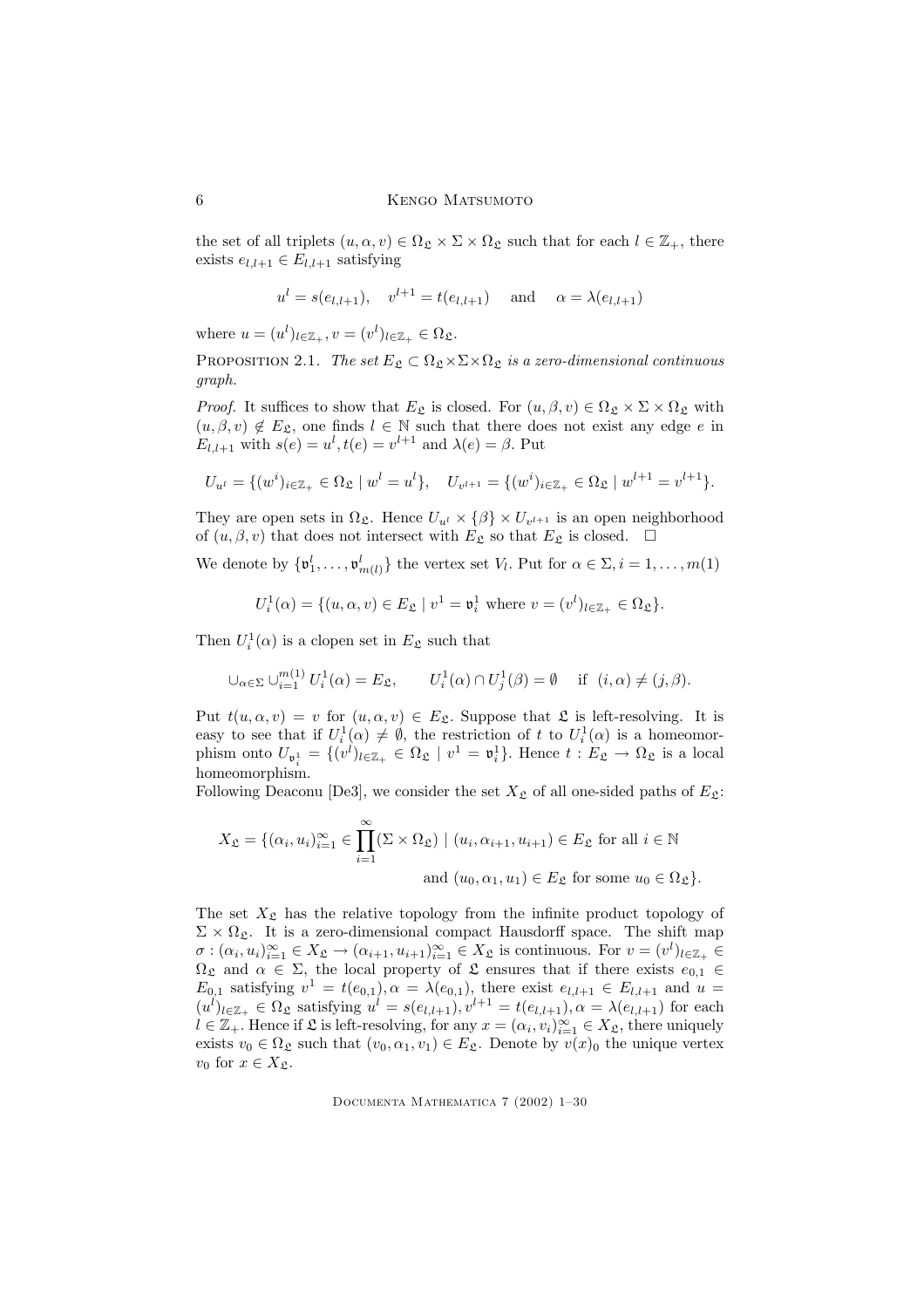the set of all triplets $(u, \alpha, v) \in \Omega_{\mathfrak{L}} \times \Sigma \times \Omega_{\mathfrak{L}}$ such that for each $l \in \mathbb{Z}_+$, there exists $e_{l,l+1} \in E_{l,l+1}$ satisfying

$$u^l = s(e_{l,l+1}), \quad v^{l+1} = t(e_{l,l+1}) \quad \text{and} \quad \alpha = \lambda(e_{l,l+1})$$

where $u = (u^l)_{l \in \mathbb{Z}_+}, v = (v^l)_{l \in \mathbb{Z}_+} \in \Omega_{\mathfrak{L}}$.

Proposition 2.1. *The set $E_{\mathfrak{L}} \subset \Omega_{\mathfrak{L}} \times \Sigma \times \Omega_{\mathfrak{L}}$ is a zero-dimensional continuous graph.*

*Proof.* It suffices to show that $E_{\mathfrak{L}}$ is closed. For $(u, \beta, v) \in \Omega_{\mathfrak{L}} \times \Sigma \times \Omega_{\mathfrak{L}}$ with $(u, \beta, v) \notin E_{\mathfrak{L}}$, one finds $l \in \mathbb{N}$ such that there does not exist any edge $e$ in $E_{l,l+1}$ with $s(e) = u^l, t(e) = v^{l+1}$ and $\lambda(e) = \beta$. Put

$$U_{u^l} = \{(w^i)_{i \in \mathbb{Z}_+} \in \Omega_{\mathfrak{L}} \mid w^l = u^l\}, \quad U_{v^{l+1}} = \{(w^i)_{i \in \mathbb{Z}_+} \in \Omega_{\mathfrak{L}} \mid w^{l+1} = v^{l+1}\}.$$

They are open sets in $\Omega_{\mathfrak{L}}$. Hence $U_{u^l} \times \{\beta\} \times U_{v^{l+1}}$ is an open neighborhood of $(u, \beta, v)$ that does not intersect with $E_{\mathfrak{L}}$ so that $E_{\mathfrak{L}}$ is closed. $\square$

We denote by $\{\mathfrak{v}_1^l, \dots, \mathfrak{v}_{m(l)}^l\}$ the vertex set $V_l$. Put for $\alpha \in \Sigma, i = 1, \dots, m(1)$

$$U_i^1(\alpha) = \{(u, \alpha, v) \in E_{\mathfrak{L}} \mid v^1 = \mathfrak{v}_i^1 \text{ where } v = (v^l)_{l \in \mathbb{Z}_+} \in \Omega_{\mathfrak{L}}\}.$$

Then $U_i^1(\alpha)$ is a clopen set in $E_{\mathfrak{L}}$ such that

$$\cup_{\alpha \in \Sigma} \cup_{i=1}^{m(1)} U_i^1(\alpha) = E_{\mathfrak{L}}, \qquad U_i^1(\alpha) \cap U_j^1(\beta) = \emptyset \quad \text{if } (i, \alpha) \neq (j, \beta).$$

Put $t(u, \alpha, v) = v$ for $(u, \alpha, v) \in E_{\mathfrak{L}}$. Suppose that $\mathfrak{L}$ is left-resolving. It is easy to see that if $U_i^1(\alpha) \neq \emptyset$, the restriction of $t$ to $U_i^1(\alpha)$ is a homeomorphism onto $U_{\mathfrak{v}_i^1} = \{(v^l)_{l \in \mathbb{Z}_+} \in \Omega_{\mathfrak{L}} \mid v^1 = \mathfrak{v}_i^1\}$. Hence $t : E_{\mathfrak{L}} \to \Omega_{\mathfrak{L}}$ is a local homeomorphism.

Following Deaconu [De3], we consider the set $X_{\mathfrak{L}}$ of all one-sided paths of $E_{\mathfrak{L}}$:

$$X_{\mathfrak{L}} = \{(\alpha_i, u_i)_{i=1}^{\infty} \in \prod_{i=1}^{\infty} (\Sigma \times \Omega_{\mathfrak{L}}) \mid (u_i, \alpha_{i+1}, u_{i+1}) \in E_{\mathfrak{L}} \text{ for all } i \in \mathbb{N}$$
$$\text{and } (u_0, \alpha_1, u_1) \in E_{\mathfrak{L}} \text{ for some } u_0 \in \Omega_{\mathfrak{L}}\}.$$

The set $X_{\mathfrak{L}}$ has the relative topology from the infinite product topology of $\Sigma \times \Omega_{\mathfrak{L}}$. It is a zero-dimensional compact Hausdorff space. The shift map $\sigma : (\alpha_i, u_i)_{i=1}^{\infty} \in X_{\mathfrak{L}} \to (\alpha_{i+1}, u_{i+1})_{i=1}^{\infty} \in X_{\mathfrak{L}}$ is continuous. For $v = (v^l)_{l \in \mathbb{Z}_+} \in \Omega_{\mathfrak{L}}$ and $\alpha \in \Sigma$, the local property of $\mathfrak{L}$ ensures that if there exists $e_{0,1} \in E_{0,1}$ satisfying $v^1 = t(e_{0,1}), \alpha = \lambda(e_{0,1})$, there exist $e_{l,l+1} \in E_{l,l+1}$ and $u = (u^l)_{l \in \mathbb{Z}_+} \in \Omega_{\mathfrak{L}}$ satisfying $u^l = s(e_{l,l+1}), v^{l+1} = t(e_{l,l+1}), \alpha = \lambda(e_{l,l+1})$ for each $l \in \mathbb{Z}_+$. Hence if $\mathfrak{L}$ is left-resolving, for any $x = (\alpha_i, v_i)_{i=1}^{\infty} \in X_{\mathfrak{L}}$, there uniquely exists $v_0 \in \Omega_{\mathfrak{L}}$ such that $(v_0, \alpha_1, v_1) \in E_{\mathfrak{L}}$. Denote by $v(x)_0$ the unique vertex $v_0$ for $x \in X_{\mathfrak{L}}$.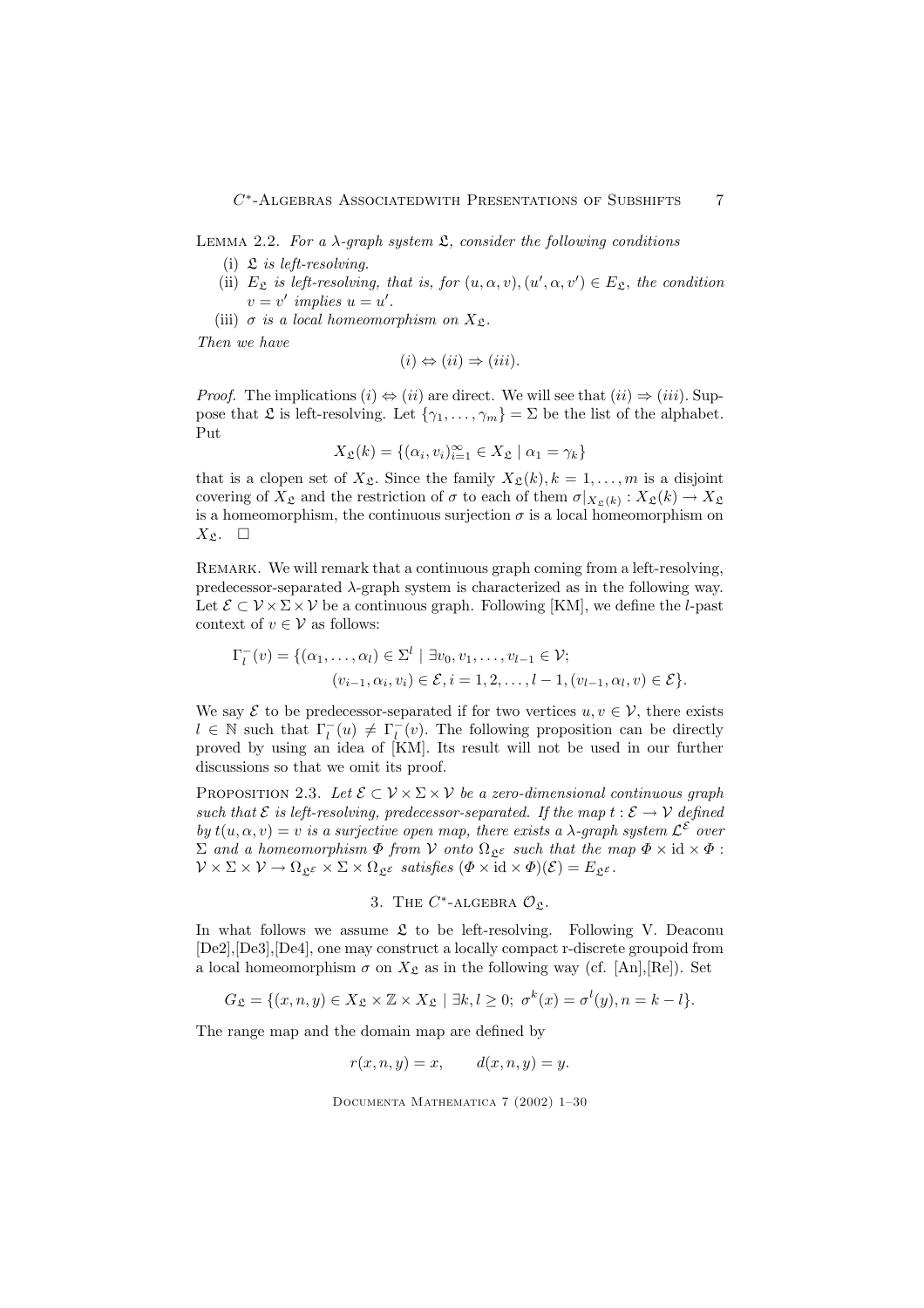Lemma 2.2. *For a $\lambda$-graph system $\mathfrak{L}$, consider the following conditions*

(i) *$\mathfrak{L}$ is left-resolving.*

(ii) *$E_{\mathfrak{L}}$ is left-resolving, that is, for $(u, \alpha, v), (u', \alpha, v') \in E_{\mathfrak{L}}$, the condition $v = v'$ implies $u = u'$.*

(iii) *$\sigma$ is a local homeomorphism on $X_{\mathfrak{L}}$.*

*Then we have*

$$(i) \Leftrightarrow (ii) \Rightarrow (iii).$$

*Proof.* The implications $(i) \Leftrightarrow (ii)$ are direct. We will see that $(ii) \Rightarrow (iii)$. Suppose that $\mathfrak{L}$ is left-resolving. Let $\{\gamma_1, \ldots, \gamma_m\} = \Sigma$ be the list of the alphabet. Put

$$X_{\mathfrak{L}}(k) = \{(\alpha_i, v_i)_{i=1}^{\infty} \in X_{\mathfrak{L}} \mid \alpha_1 = \gamma_k\}$$

that is a clopen set of $X_{\mathfrak{L}}$. Since the family $X_{\mathfrak{L}}(k), k = 1, \ldots, m$ is a disjoint covering of $X_{\mathfrak{L}}$ and the restriction of $\sigma$ to each of them $\sigma|_{X_{\mathfrak{L}}(k)} : X_{\mathfrak{L}}(k) \to X_{\mathfrak{L}}$ is a homeomorphism, the continuous surjection $\sigma$ is a local homeomorphism on $X_{\mathfrak{L}}$. $\square$

Remark. We will remark that a continuous graph coming from a left-resolving, predecessor-separated $\lambda$-graph system is characterized as in the following way. Let $\mathcal{E} \subset \mathcal{V} \times \Sigma \times \mathcal{V}$ be a continuous graph. Following [KM], we define the $l$-past context of $v \in \mathcal{V}$ as follows:

$$\begin{aligned}\Gamma_l^-(v) = \{(\alpha_1, \ldots, \alpha_l) \in \Sigma^l \mid \exists v_0, v_1, \ldots, v_{l-1} \in \mathcal{V};\\ (v_{i-1}, \alpha_i, v_i) \in \mathcal{E}, i = 1, 2, \ldots, l-1, (v_{l-1}, \alpha_l, v) \in \mathcal{E}\}.\end{aligned}$$

We say $\mathcal{E}$ to be predecessor-separated if for two vertices $u, v \in \mathcal{V}$, there exists $l \in \mathbb{N}$ such that $\Gamma_l^-(u) \neq \Gamma_l^-(v)$. The following proposition can be directly proved by using an idea of [KM]. Its result will not be used in our further discussions so that we omit its proof.

Proposition 2.3. *Let $\mathcal{E} \subset \mathcal{V} \times \Sigma \times \mathcal{V}$ be a zero-dimensional continuous graph such that $\mathcal{E}$ is left-resolving, predecessor-separated. If the map $t : \mathcal{E} \to \mathcal{V}$ defined by $t(u, \alpha, v) = v$ is a surjective open map, there exists a $\lambda$-graph system $\mathcal{L}^{\mathcal{E}}$ over $\Sigma$ and a homeomorphism $\Phi$ from $\mathcal{V}$ onto $\Omega_{\mathfrak{L}^{\mathcal{E}}}$ such that the map $\Phi \times \mathrm{id} \times \Phi : \mathcal{V} \times \Sigma \times \mathcal{V} \to \Omega_{\mathfrak{L}^{\mathcal{E}}} \times \Sigma \times \Omega_{\mathfrak{L}^{\mathcal{E}}}$ satisfies $(\Phi \times \mathrm{id} \times \Phi)(\mathcal{E}) = E_{\mathfrak{L}^{\mathcal{E}}}$.*

## 3. The $C^*$-algebra $\mathcal{O}_{\mathfrak{L}}$.

In what follows we assume $\mathfrak{L}$ to be left-resolving. Following V. Deaconu [De2],[De3],[De4], one may construct a locally compact r-discrete groupoid from a local homeomorphism $\sigma$ on $X_{\mathfrak{L}}$ as in the following way (cf. [An],[Re]). Set

$$G_{\mathfrak{L}} = \{(x, n, y) \in X_{\mathfrak{L}} \times \mathbb{Z} \times X_{\mathfrak{L}} \mid \exists k, l \geq 0;\ \sigma^k(x) = \sigma^l(y), n = k - l\}.$$

The range map and the domain map are defined by

$$r(x, n, y) = x, \qquad d(x, n, y) = y.$$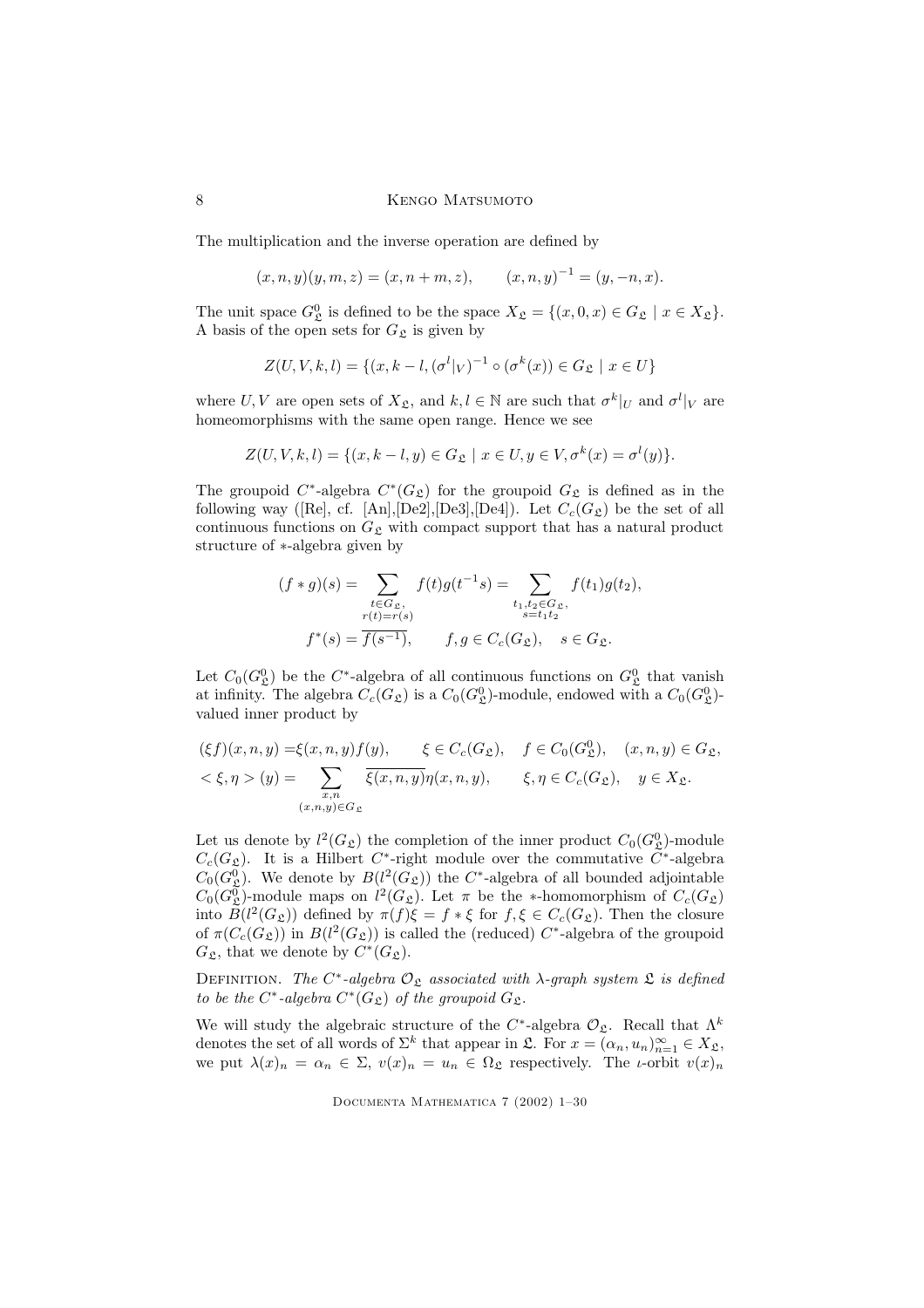The multiplication and the inverse operation are defined by

$$(x,n,y)(y,m,z) = (x,n+m,z), \qquad (x,n,y)^{-1} = (y,-n,x).$$

The unit space $G_{\mathfrak{L}}^0$ is defined to be the space $X_{\mathfrak{L}} = \{(x,0,x) \in G_{\mathfrak{L}} \mid x \in X_{\mathfrak{L}}\}$. A basis of the open sets for $G_{\mathfrak{L}}$ is given by

$$Z(U,V,k,l) = \{(x, k-l, (\sigma^l|_V)^{-1} \circ (\sigma^k(x)) \in G_{\mathfrak{L}} \mid x \in U\}$$

where $U, V$ are open sets of $X_{\mathfrak{L}}$, and $k, l \in \mathbb{N}$ are such that $\sigma^k|_U$ and $\sigma^l|_V$ are homeomorphisms with the same open range. Hence we see

$$Z(U,V,k,l) = \{(x, k-l, y) \in G_{\mathfrak{L}} \mid x \in U, y \in V, \sigma^k(x) = \sigma^l(y)\}.$$

The groupoid $C^*$-algebra $C^*(G_{\mathfrak{L}})$ for the groupoid $G_{\mathfrak{L}}$ is defined as in the following way ([Re], cf. [An],[De2],[De3],[De4]). Let $C_c(G_{\mathfrak{L}})$ be the set of all continuous functions on $G_{\mathfrak{L}}$ with compact support that has a natural product structure of $*$-algebra given by

$$(f*g)(s) = \sum_{\substack{t \in G_{\mathfrak{L}}, \\ r(t)=r(s)}} f(t)g(t^{-1}s) = \sum_{\substack{t_1,t_2 \in G_{\mathfrak{L}}, \\ s=t_1t_2}} f(t_1)g(t_2),$$

$$f^*(s) = \overline{f(s^{-1})}, \qquad f, g \in C_c(G_{\mathfrak{L}}), \quad s \in G_{\mathfrak{L}}.$$

Let $C_0(G_{\mathfrak{L}}^0)$ be the $C^*$-algebra of all continuous functions on $G_{\mathfrak{L}}^0$ that vanish at infinity. The algebra $C_c(G_{\mathfrak{L}})$ is a $C_0(G_{\mathfrak{L}}^0)$-module, endowed with a $C_0(G_{\mathfrak{L}}^0)$-valued inner product by

$$(\xi f)(x,n,y) = \xi(x,n,y)f(y), \qquad \xi \in C_c(G_{\mathfrak{L}}), \quad f \in C_0(G_{\mathfrak{L}}^0), \quad (x,n,y) \in G_{\mathfrak{L}},$$

$$< \xi, \eta > (y) = \sum_{\substack{x,n \\ (x,n,y) \in G_{\mathfrak{L}}}} \overline{\xi(x,n,y)}\eta(x,n,y), \qquad \xi, \eta \in C_c(G_{\mathfrak{L}}), \quad y \in X_{\mathfrak{L}}.$$

Let us denote by $l^2(G_{\mathfrak{L}})$ the completion of the inner product $C_0(G_{\mathfrak{L}}^0)$-module $C_c(G_{\mathfrak{L}})$. It is a Hilbert $C^*$-right module over the commutative $C^*$-algebra $C_0(G_{\mathfrak{L}}^0)$. We denote by $B(l^2(G_{\mathfrak{L}}))$ the $C^*$-algebra of all bounded adjointable $C_0(G_{\mathfrak{L}}^0)$-module maps on $l^2(G_{\mathfrak{L}})$. Let $\pi$ be the $*$-homomorphism of $C_c(G_{\mathfrak{L}})$ into $B(l^2(G_{\mathfrak{L}}))$ defined by $\pi(f)\xi = f * \xi$ for $f, \xi \in C_c(G_{\mathfrak{L}})$. Then the closure of $\pi(C_c(G_{\mathfrak{L}}))$ in $B(l^2(G_{\mathfrak{L}}))$ is called the (reduced) $C^*$-algebra of the groupoid $G_{\mathfrak{L}}$, that we denote by $C^*(G_{\mathfrak{L}})$.

Definition. *The $C^*$-algebra $\mathcal{O}_{\mathfrak{L}}$ associated with $\lambda$-graph system $\mathfrak{L}$ is defined to be the $C^*$-algebra $C^*(G_{\mathfrak{L}})$ of the groupoid $G_{\mathfrak{L}}$.*

We will study the algebraic structure of the $C^*$-algebra $\mathcal{O}_{\mathfrak{L}}$. Recall that $\Lambda^k$ denotes the set of all words of $\Sigma^k$ that appear in $\mathfrak{L}$. For $x = (\alpha_n, u_n)_{n=1}^{\infty} \in X_{\mathfrak{L}}$, we put $\lambda(x)_n = \alpha_n \in \Sigma$, $v(x)_n = u_n \in \Omega_{\mathfrak{L}}$ respectively. The $\iota$-orbit $v(x)_n$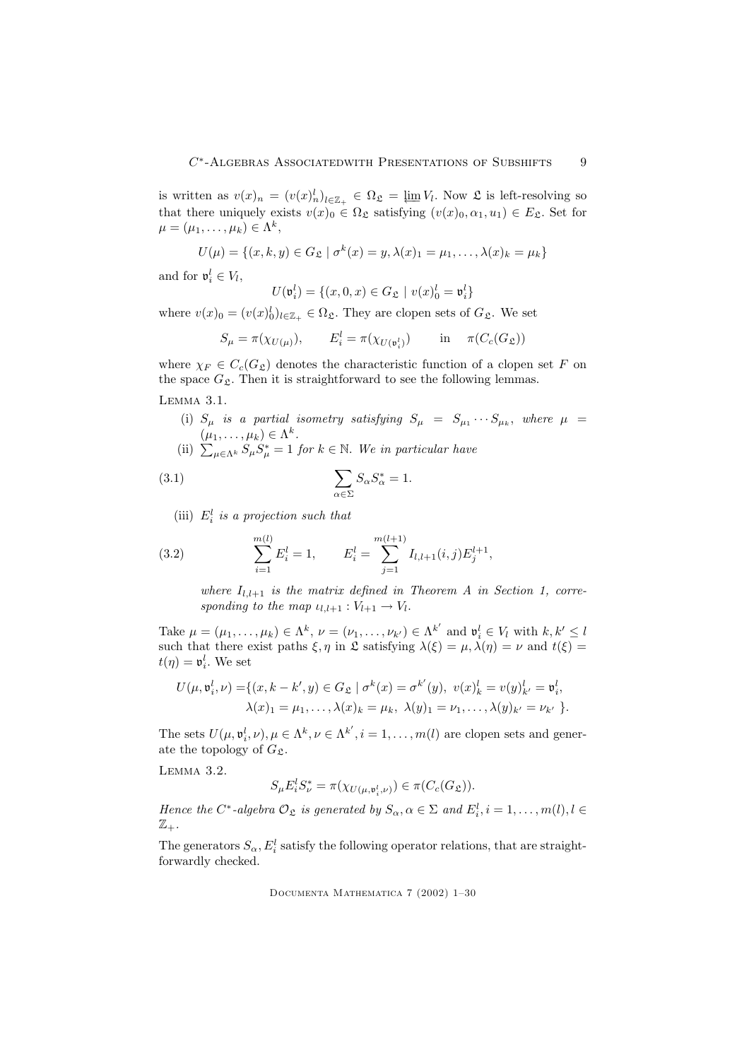is written as $v(x)_n = (v(x)^l_n)_{l\in\mathbb{Z}_+} \in \Omega_{\mathfrak{L}} = \varprojlim V_l$. Now $\mathfrak{L}$ is left-resolving so that there uniquely exists $v(x)_0 \in \Omega_{\mathfrak{L}}$ satisfying $(v(x)_0, \alpha_1, u_1) \in E_{\mathfrak{L}}$. Set for $\mu = (\mu_1, \dots, \mu_k) \in \Lambda^k$,

$$U(\mu) = \{(x,k,y) \in G_{\mathfrak{L}} \mid \sigma^k(x) = y, \lambda(x)_1 = \mu_1, \dots, \lambda(x)_k = \mu_k\}$$

and for $\mathfrak{v}^l_i \in V_l$,

$$U(\mathfrak{v}^l_i) = \{(x,0,x) \in G_{\mathfrak{L}} \mid v(x)^l_0 = \mathfrak{v}^l_i\}$$

where $v(x)_0 = (v(x)^l_0)_{l\in\mathbb{Z}_+} \in \Omega_{\mathfrak{L}}$. They are clopen sets of $G_{\mathfrak{L}}$. We set

$$S_\mu = \pi(\chi_{U(\mu)}), \qquad E^l_i = \pi(\chi_{U(\mathfrak{v}^l_i)}) \qquad \text{in} \quad \pi(C_c(G_{\mathfrak{L}}))$$

where $\chi_F \in C_c(G_{\mathfrak{L}})$ denotes the characteristic function of a clopen set $F$ on the space $G_{\mathfrak{L}}$. Then it is straightforward to see the following lemmas.

Lemma 3.1.

(i) *$S_\mu$ is a partial isometry satisfying $S_\mu = S_{\mu_1}\cdots S_{\mu_k}$, where $\mu = (\mu_1, \dots, \mu_k) \in \Lambda^k$.*

(ii) *$\sum_{\mu\in\Lambda^k} S_\mu S^*_\mu = 1$ for $k \in \mathbb{N}$. We in particular have*

$$\sum_{\alpha\in\Sigma} S_\alpha S^*_\alpha = 1. \tag{3.1}$$

(iii) *$E^l_i$ is a projection such that*

$$\sum_{i=1}^{m(l)} E^l_i = 1, \qquad E^l_i = \sum_{j=1}^{m(l+1)} I_{l,l+1}(i,j) E^{l+1}_j, \tag{3.2}$$

*where $I_{l,l+1}$ is the matrix defined in Theorem A in Section 1, corresponding to the map $\iota_{l,l+1} : V_{l+1} \to V_l$.*

Take $\mu = (\mu_1, \dots, \mu_k) \in \Lambda^k$, $\nu = (\nu_1, \dots, \nu_{k'}) \in \Lambda^{k'}$ and $\mathfrak{v}^l_i \in V_l$ with $k, k' \le l$ such that there exist paths $\xi, \eta$ in $\mathfrak{L}$ satisfying $\lambda(\xi) = \mu, \lambda(\eta) = \nu$ and $t(\xi) = t(\eta) = \mathfrak{v}^l_i$. We set

$$\begin{aligned} U(\mu, \mathfrak{v}^l_i, \nu) = \{&(x, k-k', y) \in G_{\mathfrak{L}} \mid \sigma^k(x) = \sigma^{k'}(y),\ v(x)^l_k = v(y)^l_{k'} = \mathfrak{v}^l_i, \\ &\lambda(x)_1 = \mu_1, \dots, \lambda(x)_k = \mu_k,\ \lambda(y)_1 = \nu_1, \dots, \lambda(y)_{k'} = \nu_{k'}\ \}. \end{aligned}$$

The sets $U(\mu, \mathfrak{v}^l_i, \nu), \mu \in \Lambda^k, \nu \in \Lambda^{k'}, i = 1, \dots, m(l)$ are clopen sets and generate the topology of $G_{\mathfrak{L}}$.

Lemma 3.2.

$$S_\mu E^l_i S^*_\nu = \pi(\chi_{U(\mu,\mathfrak{v}^l_i,\nu)}) \in \pi(C_c(G_{\mathfrak{L}})).$$

*Hence the $C^*$-algebra $\mathcal{O}_{\mathfrak{L}}$ is generated by $S_\alpha, \alpha \in \Sigma$ and $E^l_i, i = 1, \dots, m(l), l \in \mathbb{Z}_+$.*

The generators $S_\alpha, E^l_i$ satisfy the following operator relations, that are straightforwardly checked.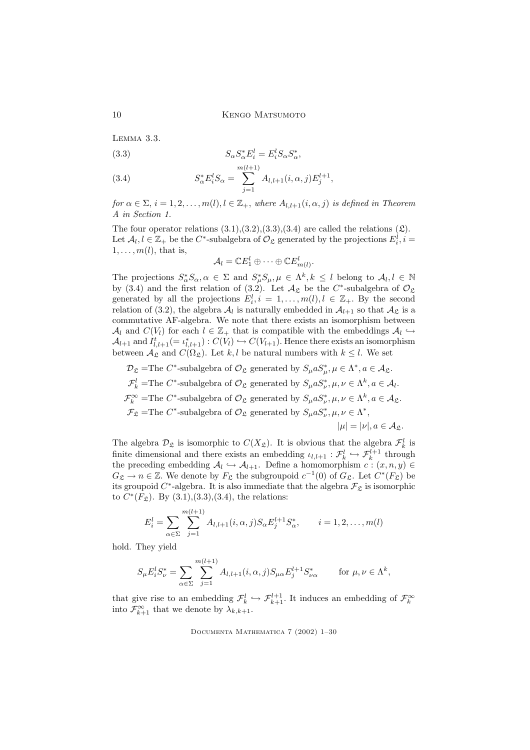Lemma 3.3.

$$S_\alpha S_\alpha^* E_i^l = E_i^l S_\alpha S_\alpha^*, \tag{3.3}$$

$$S_\alpha^* E_i^l S_\alpha = \sum_{j=1}^{m(l+1)} A_{l,l+1}(i,\alpha,j) E_j^{l+1}, \tag{3.4}$$

*for* $\alpha \in \Sigma$, $i = 1, 2, \dots, m(l), l \in \mathbb{Z}_+$, *where* $A_{l,l+1}(i,\alpha,j)$ *is defined in Theorem A in Section 1.*

The four operator relations (3.1),(3.2),(3.3),(3.4) are called the relations $(\mathfrak{L})$. Let $\mathcal{A}_l, l \in \mathbb{Z}_+$ be the $C^*$-subalgebra of $\mathcal{O}_\mathfrak{L}$ generated by the projections $E_i^l, i = 1, \dots, m(l)$, that is,

$$\mathcal{A}_l = \mathbb{C}E_1^l \oplus \cdots \oplus \mathbb{C}E_{m(l)}^l.$$

The projections $S_\alpha^* S_\alpha, \alpha \in \Sigma$ and $S_\mu^* S_\mu, \mu \in \Lambda^k, k \le l$ belong to $\mathcal{A}_l, l \in \mathbb{N}$ by (3.4) and the first relation of (3.2). Let $\mathcal{A}_\mathfrak{L}$ be the $C^*$-subalgebra of $\mathcal{O}_\mathfrak{L}$ generated by all the projections $E_i^l, i = 1, \dots, m(l), l \in \mathbb{Z}_+$. By the second relation of (3.2), the algebra $\mathcal{A}_l$ is naturally embedded in $\mathcal{A}_{l+1}$ so that $\mathcal{A}_\mathfrak{L}$ is a commutative AF-algebra. We note that there exists an isomorphism between $\mathcal{A}_l$ and $C(V_l)$ for each $l \in \mathbb{Z}_+$ that is compatible with the embeddings $\mathcal{A}_l \hookrightarrow \mathcal{A}_{l+1}$ and $I_{l,l+1}^t (= \iota_{l,l+1}^*) : C(V_l) \hookrightarrow C(V_{l+1})$. Hence there exists an isomorphism between $\mathcal{A}_\mathfrak{L}$ and $C(\Omega_\mathfrak{L})$. Let $k, l$ be natural numbers with $k \le l$. We set

$\mathcal{D}_\mathfrak{L}$ =The $C^*$-subalgebra of $\mathcal{O}_\mathfrak{L}$ generated by $S_\mu a S_\mu^*, \mu \in \Lambda^*, a \in \mathcal{A}_\mathfrak{L}$.

$\mathcal{F}_k^l$ =The $C^*$-subalgebra of $\mathcal{O}_\mathfrak{L}$ generated by $S_\mu a S_\nu^*, \mu, \nu \in \Lambda^k, a \in \mathcal{A}_l$.

$\mathcal{F}_k^\infty$ =The $C^*$-subalgebra of $\mathcal{O}_\mathfrak{L}$ generated by $S_\mu a S_\nu^*, \mu, \nu \in \Lambda^k, a \in \mathcal{A}_\mathfrak{L}$.

$\mathcal{F}_\mathfrak{L}$ =The $C^*$-subalgebra of $\mathcal{O}_\mathfrak{L}$ generated by $S_\mu a S_\nu^*, \mu, \nu \in \Lambda^*$, $|\mu| = |\nu|, a \in \mathcal{A}_\mathfrak{L}$.

The algebra $\mathcal{D}_\mathfrak{L}$ is isomorphic to $C(X_\mathfrak{L})$. It is obvious that the algebra $\mathcal{F}_k^l$ is finite dimensional and there exists an embedding $\iota_{l,l+1} : \mathcal{F}_k^l \hookrightarrow \mathcal{F}_k^{l+1}$ through the preceding embedding $\mathcal{A}_l \hookrightarrow \mathcal{A}_{l+1}$. Define a homomorphism $c : (x, n, y) \in G_\mathfrak{L} \to n \in \mathbb{Z}$. We denote by $F_\mathfrak{L}$ the subgroupoid $c^{-1}(0)$ of $G_\mathfrak{L}$. Let $C^*(F_\mathfrak{L})$ be its groupoid $C^*$-algebra. It is also immediate that the algebra $\mathcal{F}_\mathfrak{L}$ is isomorphic to $C^*(F_\mathfrak{L})$. By (3.1),(3.3),(3.4), the relations:

$$E_i^l = \sum_{\alpha \in \Sigma} \sum_{j=1}^{m(l+1)} A_{l,l+1}(i,\alpha,j) S_\alpha E_j^{l+1} S_\alpha^*, \qquad i = 1, 2, \dots, m(l)$$

hold. They yield

$$S_\mu E_i^l S_\nu^* = \sum_{\alpha \in \Sigma} \sum_{j=1}^{m(l+1)} A_{l,l+1}(i,\alpha,j) S_{\mu\alpha} E_j^{l+1} S_{\nu\alpha}^* \qquad \text{for } \mu, \nu \in \Lambda^k,$$

that give rise to an embedding $\mathcal{F}_k^l \hookrightarrow \mathcal{F}_{k+1}^{l+1}$. It induces an embedding of $\mathcal{F}_k^\infty$ into $\mathcal{F}_{k+1}^\infty$ that we denote by $\lambda_{k,k+1}$.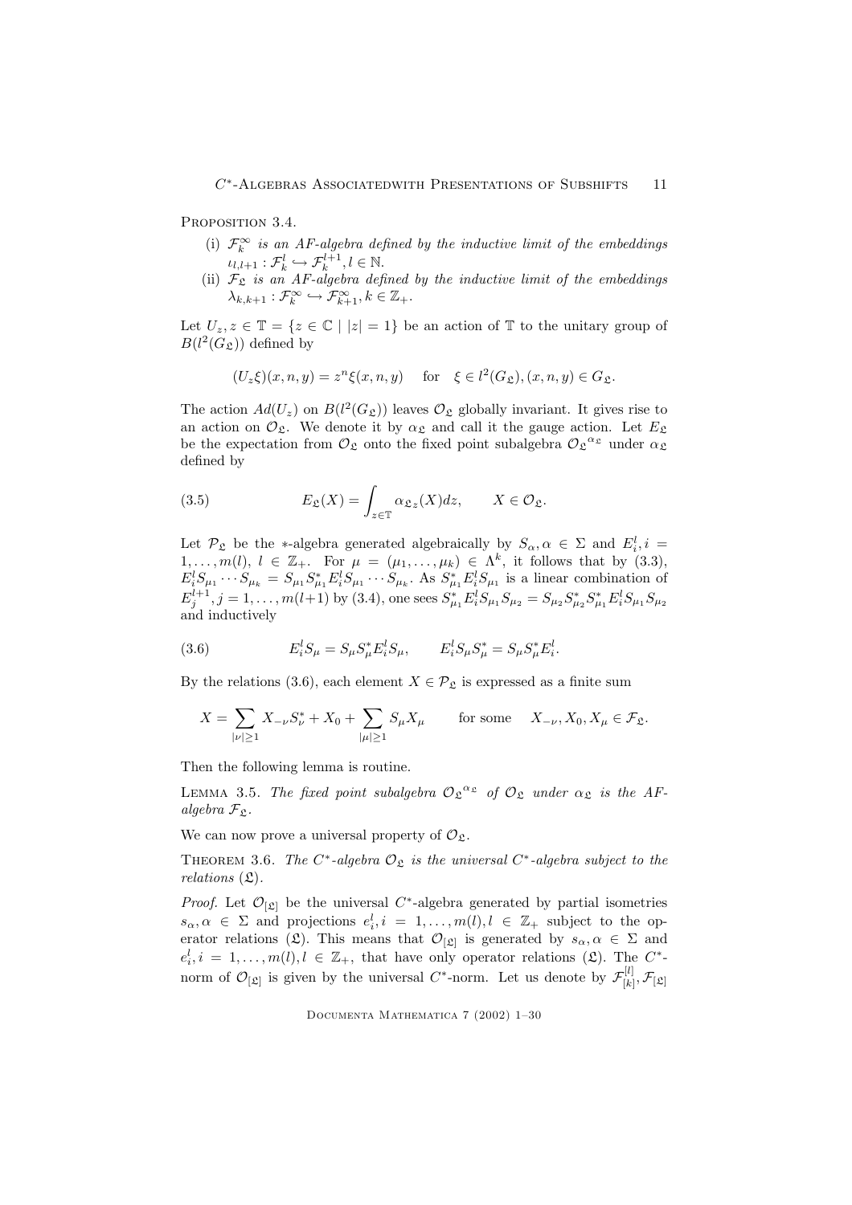Proposition 3.4.

(i) $\mathcal{F}_k^\infty$ *is an AF-algebra defined by the inductive limit of the embeddings* $\iota_{l,l+1} : \mathcal{F}_k^l \hookrightarrow \mathcal{F}_k^{l+1}, l \in \mathbb{N}$.

(ii) $\mathcal{F}_\mathfrak{L}$ *is an AF-algebra defined by the inductive limit of the embeddings* $\lambda_{k,k+1} : \mathcal{F}_k^\infty \hookrightarrow \mathcal{F}_{k+1}^\infty, k \in \mathbb{Z}_+$.

Let $U_z, z \in \mathbb{T} = \{z \in \mathbb{C} \mid |z| = 1\}$ be an action of $\mathbb{T}$ to the unitary group of $B(l^2(G_\mathfrak{L}))$ defined by

$$(U_z\xi)(x, n, y) = z^n \xi(x, n, y) \quad \text{for} \quad \xi \in l^2(G_\mathfrak{L}), (x, n, y) \in G_\mathfrak{L}.$$

The action $Ad(U_z)$ on $B(l^2(G_\mathfrak{L}))$ leaves $\mathcal{O}_\mathfrak{L}$ globally invariant. It gives rise to an action on $\mathcal{O}_\mathfrak{L}$. We denote it by $\alpha_\mathfrak{L}$ and call it the gauge action. Let $E_\mathfrak{L}$ be the expectation from $\mathcal{O}_\mathfrak{L}$ onto the fixed point subalgebra ${\mathcal{O}_\mathfrak{L}}^{\alpha_\mathfrak{L}}$ under $\alpha_\mathfrak{L}$ defined by

$$E_\mathfrak{L}(X) = \int_{z \in \mathbb{T}} {\alpha_\mathfrak{L}}_z(X) dz, \qquad X \in \mathcal{O}_\mathfrak{L}. \tag{3.5}$$

Let $\mathcal{P}_\mathfrak{L}$ be the $*$-algebra generated algebraically by $S_\alpha, \alpha \in \Sigma$ and $E_i^l, i = 1, \dots, m(l), l \in \mathbb{Z}_+$. For $\mu = (\mu_1, \dots, \mu_k) \in \Lambda^k$, it follows that by (3.3), $E_i^l S_{\mu_1} \cdots S_{\mu_k} = S_{\mu_1} S_{\mu_1}^* E_i^l S_{\mu_1} \cdots S_{\mu_k}$. As $S_{\mu_1}^* E_i^l S_{\mu_1}$ is a linear combination of $E_j^{l+1}, j = 1, \dots, m(l+1)$ by (3.4), one sees $S_{\mu_1}^* E_i^l S_{\mu_1} S_{\mu_2} = S_{\mu_2} S_{\mu_2}^* S_{\mu_1}^* E_i^l S_{\mu_1} S_{\mu_2}$ and inductively

$$E_i^l S_\mu = S_\mu S_\mu^* E_i^l S_\mu, \qquad E_i^l S_\mu S_\mu^* = S_\mu S_\mu^* E_i^l. \tag{3.6}$$

By the relations (3.6), each element $X \in \mathcal{P}_\mathfrak{L}$ is expressed as a finite sum

$$X = \sum_{|\nu| \geq 1} X_{-\nu} S_\nu^* + X_0 + \sum_{|\mu| \geq 1} S_\mu X_\mu \qquad \text{for some} \quad X_{-\nu}, X_0, X_\mu \in \mathcal{F}_\mathfrak{L}.$$

Then the following lemma is routine.

Lemma 3.5. *The fixed point subalgebra* ${\mathcal{O}_\mathfrak{L}}^{\alpha_\mathfrak{L}}$ *of* $\mathcal{O}_\mathfrak{L}$ *under* $\alpha_\mathfrak{L}$ *is the AF-algebra* $\mathcal{F}_\mathfrak{L}$.

We can now prove a universal property of $\mathcal{O}_\mathfrak{L}$.

Theorem 3.6. *The* $C^*$*-algebra* $\mathcal{O}_\mathfrak{L}$ *is the universal* $C^*$*-algebra subject to the relations* $(\mathfrak{L})$.

*Proof.* Let $\mathcal{O}_{[\mathfrak{L}]}$ be the universal $C^*$-algebra generated by partial isometries $s_\alpha, \alpha \in \Sigma$ and projections $e_i^l, i = 1, \dots, m(l), l \in \mathbb{Z}_+$ subject to the operator relations $(\mathfrak{L})$. This means that $\mathcal{O}_{[\mathfrak{L}]}$ is generated by $s_\alpha, \alpha \in \Sigma$ and $e_i^l, i = 1, \dots, m(l), l \in \mathbb{Z}_+$, that have only operator relations $(\mathfrak{L})$. The $C^*$-norm of $\mathcal{O}_{[\mathfrak{L}]}$ is given by the universal $C^*$-norm. Let us denote by $\mathcal{F}_{[k]}^{[l]}, \mathcal{F}_{[\mathfrak{L}]}$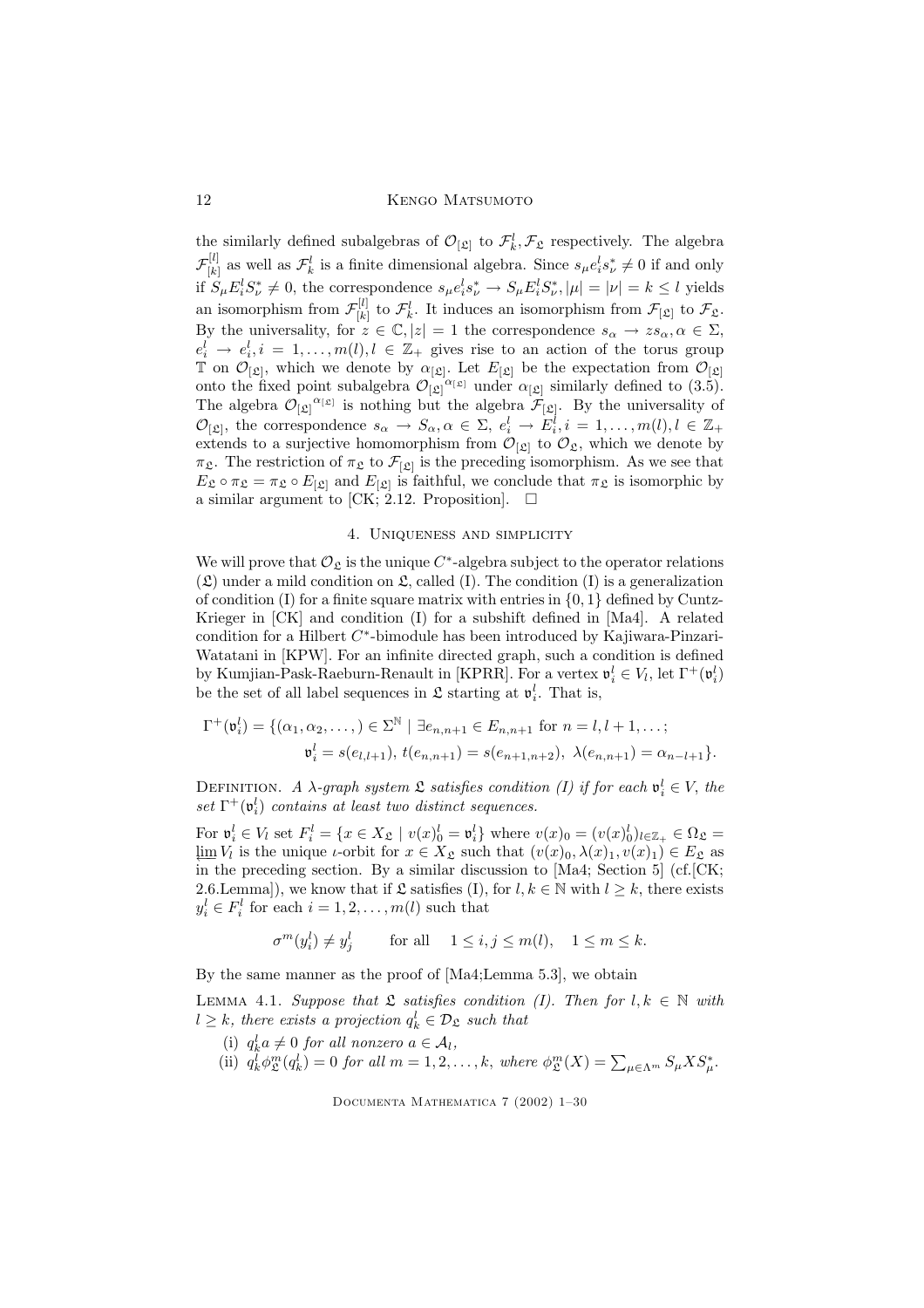the similarly defined subalgebras of $\mathcal{O}_{[\mathfrak{L}]}$ to $\mathcal{F}_k^l, \mathcal{F}_{\mathfrak{L}}$ respectively. The algebra $\mathcal{F}_{[k]}^{[l]}$ as well as $\mathcal{F}_k^l$ is a finite dimensional algebra. Since $s_\mu e_i^l s_\nu^* \neq 0$ if and only if $S_\mu E_i^l S_\nu^* \neq 0$, the correspondence $s_\mu e_i^l s_\nu^* \to S_\mu E_i^l S_\nu^*, |\mu| = |\nu| = k \leq l$ yields an isomorphism from $\mathcal{F}_{[k]}^{[l]}$ to $\mathcal{F}_k^l$. It induces an isomorphism from $\mathcal{F}_{[\mathfrak{L}]}$ to $\mathcal{F}_{\mathfrak{L}}$. By the universality, for $z \in \mathbb{C}, |z| = 1$ the correspondence $s_\alpha \to z s_\alpha, \alpha \in \Sigma$, $e_i^l \to e_i^l, i = 1, \ldots, m(l), l \in \mathbb{Z}_+$ gives rise to an action of the torus group $\mathbb{T}$ on $\mathcal{O}_{[\mathfrak{L}]}$, which we denote by $\alpha_{[\mathfrak{L}]}$. Let $E_{[\mathfrak{L}]}$ be the expectation from $\mathcal{O}_{[\mathfrak{L}]}$ onto the fixed point subalgebra $\mathcal{O}_{[\mathfrak{L}]}{}^{\alpha_{[\mathfrak{L}]}}$ under $\alpha_{[\mathfrak{L}]}$ similarly defined to (3.5). The algebra $\mathcal{O}_{[\mathfrak{L}]}{}^{\alpha_{[\mathfrak{L}]}}$ is nothing but the algebra $\mathcal{F}_{[\mathfrak{L}]}$. By the universality of $\mathcal{O}_{[\mathfrak{L}]}$, the correspondence $s_\alpha \to S_\alpha, \alpha \in \Sigma$, $e_i^l \to E_i^l, i = 1, \ldots, m(l), l \in \mathbb{Z}_+$ extends to a surjective homomorphism from $\mathcal{O}_{[\mathfrak{L}]}$ to $\mathcal{O}_{\mathfrak{L}}$, which we denote by $\pi_{\mathfrak{L}}$. The restriction of $\pi_{\mathfrak{L}}$ to $\mathcal{F}_{[\mathfrak{L}]}$ is the preceding isomorphism. As we see that $E_{\mathfrak{L}} \circ \pi_{\mathfrak{L}} = \pi_{\mathfrak{L}} \circ E_{[\mathfrak{L}]}$ and $E_{[\mathfrak{L}]}$ is faithful, we conclude that $\pi_{\mathfrak{L}}$ is isomorphic by a similar argument to [CK; 2.12. Proposition]. $\square$

## 4. Uniqueness and simplicity

We will prove that $\mathcal{O}_{\mathfrak{L}}$ is the unique $C^*$-algebra subject to the operator relations $(\mathfrak{L})$ under a mild condition on $\mathfrak{L}$, called (I). The condition (I) is a generalization of condition (I) for a finite square matrix with entries in $\{0, 1\}$ defined by Cuntz-Krieger in [CK] and condition (I) for a subshift defined in [Ma4]. A related condition for a Hilbert $C^*$-bimodule has been introduced by Kajiwara-Pinzari-Watatani in [KPW]. For an infinite directed graph, such a condition is defined by Kumjian-Pask-Raeburn-Renault in [KPRR]. For a vertex $\mathfrak{v}_i^l \in V_l$, let $\Gamma^+(\mathfrak{v}_i^l)$ be the set of all label sequences in $\mathfrak{L}$ starting at $\mathfrak{v}_i^l$. That is,

$$
\begin{aligned}
\Gamma^+(\mathfrak{v}_i^l) = \{(\alpha_1, \alpha_2, \ldots,) \in \Sigma^{\mathbb{N}} \mid \exists e_{n,n+1} \in E_{n,n+1} \text{ for } n = l, l+1, \ldots; \\
\mathfrak{v}_i^l = s(e_{l,l+1}),\ t(e_{n,n+1}) = s(e_{n+1,n+2}),\ \lambda(e_{n,n+1}) = \alpha_{n-l+1}\}.
\end{aligned}
$$

Definition. *A $\lambda$-graph system $\mathfrak{L}$ satisfies condition (I) if for each $\mathfrak{v}_i^l \in V$, the set $\Gamma^+(\mathfrak{v}_i^l)$ contains at least two distinct sequences.*

For $\mathfrak{v}_i^l \in V_l$ set $F_i^l = \{x \in X_{\mathfrak{L}} \mid v(x)_0^l = \mathfrak{v}_i^l\}$ where $v(x)_0 = (v(x)_0^l)_{l \in \mathbb{Z}_+} \in \Omega_{\mathfrak{L}} = \varprojlim V_l$ is the unique $\iota$-orbit for $x \in X_{\mathfrak{L}}$ such that $(v(x)_0, \lambda(x)_1, v(x)_1) \in E_{\mathfrak{L}}$ as in the preceding section. By a similar discussion to [Ma4; Section 5] (cf.[CK; 2.6.Lemma]), we know that if $\mathfrak{L}$ satisfies (I), for $l, k \in \mathbb{N}$ with $l \geq k$, there exists $y_i^l \in F_i^l$ for each $i = 1, 2, \ldots, m(l)$ such that

$$
\sigma^m(y_i^l) \neq y_j^l \qquad \text{for all} \quad 1 \leq i, j \leq m(l), \quad 1 \leq m \leq k.
$$

By the same manner as the proof of [Ma4;Lemma 5.3], we obtain

Lemma 4.1. *Suppose that $\mathfrak{L}$ satisfies condition (I). Then for $l, k \in \mathbb{N}$ with $l \geq k$, there exists a projection $q_k^l \in \mathcal{D}_{\mathfrak{L}}$ such that*

(i) *$q_k^l a \neq 0$ for all nonzero $a \in \mathcal{A}_l$,*

(ii) *$q_k^l \phi_{\mathfrak{L}}^m(q_k^l) = 0$ for all $m = 1, 2, \ldots, k$, where $\phi_{\mathfrak{L}}^m(X) = \sum_{\mu \in \Lambda^m} S_\mu X S_\mu^*$.*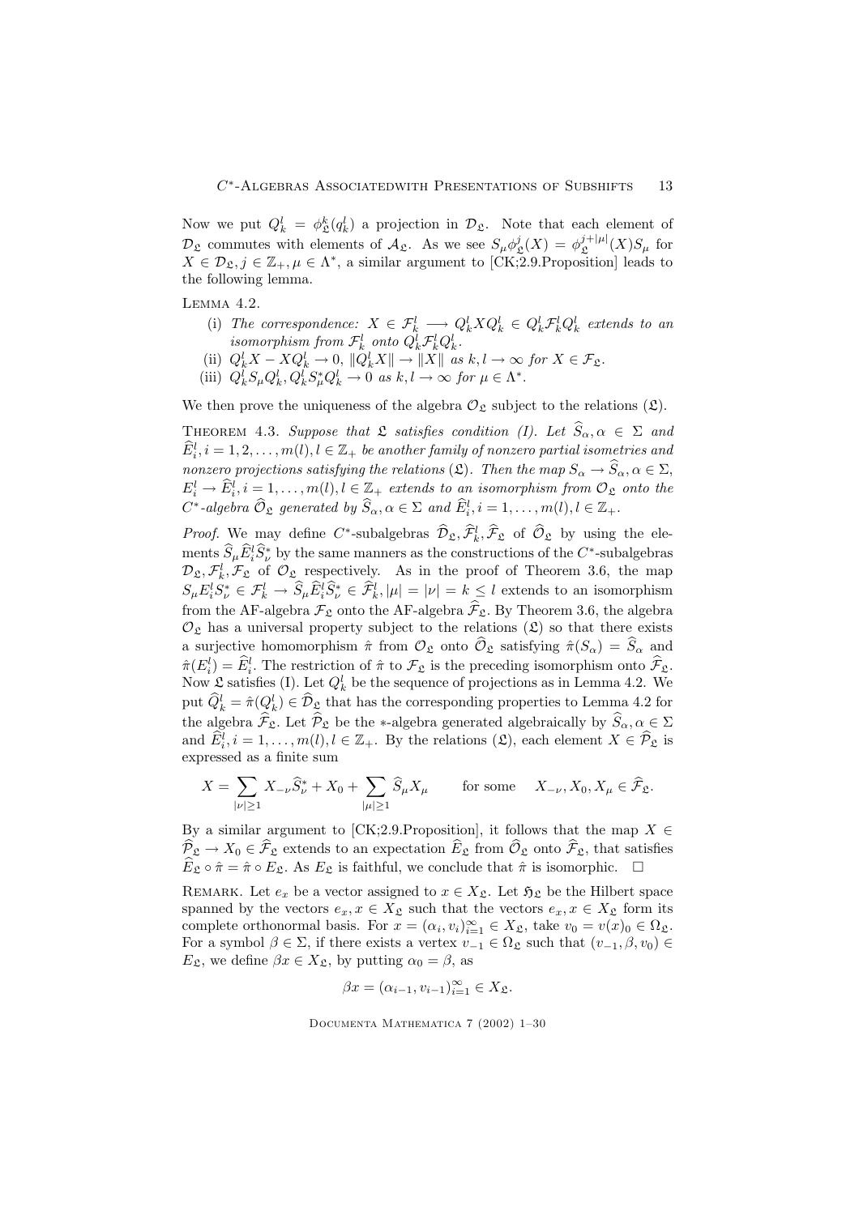Now we put $Q_k^l = \phi_{\mathfrak{L}}^k(q_k^l)$ a projection in $\mathcal{D}_{\mathfrak{L}}$. Note that each element of $\mathcal{D}_{\mathfrak{L}}$ commutes with elements of $\mathcal{A}_{\mathfrak{L}}$. As we see $S_\mu \phi_{\mathfrak{L}}^j(X) = \phi_{\mathfrak{L}}^{j+|\mu|}(X) S_\mu$ for $X \in \mathcal{D}_{\mathfrak{L}}, j \in \mathbb{Z}_+, \mu \in \Lambda^*$, a similar argument to [CK;2.9.Proposition] leads to the following lemma.

Lemma 4.2.

(i) *The correspondence:* $X \in \mathcal{F}_k^l \longrightarrow Q_k^l X Q_k^l \in Q_k^l \mathcal{F}_k^l Q_k^l$ *extends to an isomorphism from* $\mathcal{F}_k^l$ *onto* $Q_k^l \mathcal{F}_k^l Q_k^l$.

(ii) $Q_k^l X - X Q_k^l \to 0$, $\|Q_k^l X\| \to \|X\|$ *as* $k, l \to \infty$ *for* $X \in \mathcal{F}_{\mathfrak{L}}$.

(iii) $Q_k^l S_\mu Q_k^l, Q_k^l S_\mu^* Q_k^l \to 0$ *as* $k, l \to \infty$ *for* $\mu \in \Lambda^*$.

We then prove the uniqueness of the algebra $\mathcal{O}_{\mathfrak{L}}$ subject to the relations $(\mathfrak{L})$.

Theorem 4.3. *Suppose that* $\mathfrak{L}$ *satisfies condition (I). Let* $\widehat{S}_\alpha, \alpha \in \Sigma$ *and* $\widehat{E}_i^l, i = 1, 2, \dots, m(l), l \in \mathbb{Z}_+$ *be another family of nonzero partial isometries and nonzero projections satisfying the relations* $(\mathfrak{L})$. *Then the map* $S_\alpha \to \widehat{S}_\alpha, \alpha \in \Sigma$, $E_i^l \to \widehat{E}_i^l, i = 1, \dots, m(l), l \in \mathbb{Z}_+$ *extends to an isomorphism from* $\mathcal{O}_{\mathfrak{L}}$ *onto the* $C^*$*-algebra* $\widehat{\mathcal{O}}_{\mathfrak{L}}$ *generated by* $\widehat{S}_\alpha, \alpha \in \Sigma$ *and* $\widehat{E}_i^l, i = 1, \dots, m(l), l \in \mathbb{Z}_+$.

*Proof.* We may define $C^*$-subalgebras $\widehat{\mathcal{D}}_{\mathfrak{L}}, \widehat{\mathcal{F}}_k^l, \widehat{\mathcal{F}}_{\mathfrak{L}}$ of $\widehat{\mathcal{O}}_{\mathfrak{L}}$ by using the elements $\widehat{S}_\mu \widehat{E}_i^l \widehat{S}_\nu^*$ by the same manners as the constructions of the $C^*$-subalgebras $\mathcal{D}_{\mathfrak{L}}, \mathcal{F}_k^l, \mathcal{F}_{\mathfrak{L}}$ of $\mathcal{O}_{\mathfrak{L}}$ respectively. As in the proof of Theorem 3.6, the map $S_\mu E_i^l S_\nu^* \in \mathcal{F}_k^l \to \widehat{S}_\mu \widehat{E}_i^l \widehat{S}_\nu^* \in \widehat{\mathcal{F}}_k^l, |\mu| = |\nu| = k \le l$ extends to an isomorphism from the AF-algebra $\mathcal{F}_{\mathfrak{L}}$ onto the AF-algebra $\widehat{\mathcal{F}}_{\mathfrak{L}}$. By Theorem 3.6, the algebra $\mathcal{O}_{\mathfrak{L}}$ has a universal property subject to the relations $(\mathfrak{L})$ so that there exists a surjective homomorphism $\hat{\pi}$ from $\mathcal{O}_{\mathfrak{L}}$ onto $\widehat{\mathcal{O}}_{\mathfrak{L}}$ satisfying $\hat{\pi}(S_\alpha) = \widehat{S}_\alpha$ and $\hat{\pi}(E_i^l) = \widehat{E}_i^l$. The restriction of $\hat{\pi}$ to $\mathcal{F}_{\mathfrak{L}}$ is the preceding isomorphism onto $\widehat{\mathcal{F}}_{\mathfrak{L}}$. Now $\mathfrak{L}$ satisfies (I). Let $Q_k^l$ be the sequence of projections as in Lemma 4.2. We put $\widehat{Q}_k^l = \hat{\pi}(Q_k^l) \in \widehat{\mathcal{D}}_{\mathfrak{L}}$ that has the corresponding properties to Lemma 4.2 for the algebra $\widehat{\mathcal{F}}_{\mathfrak{L}}$. Let $\widehat{\mathcal{P}}_{\mathfrak{L}}$ be the $*$-algebra generated algebraically by $\widehat{S}_\alpha, \alpha \in \Sigma$ and $\widehat{E}_i^l, i = 1, \dots, m(l), l \in \mathbb{Z}_+$. By the relations $(\mathfrak{L})$, each element $X \in \widehat{\mathcal{P}}_{\mathfrak{L}}$ is expressed as a finite sum

$$X = \sum_{|\nu| \ge 1} X_{-\nu} \widehat{S}_\nu^* + X_0 + \sum_{|\mu| \ge 1} \widehat{S}_\mu X_\mu \qquad \text{for some} \quad X_{-\nu}, X_0, X_\mu \in \widehat{\mathcal{F}}_{\mathfrak{L}}.$$

By a similar argument to [CK;2.9.Proposition], it follows that the map $X \in \widehat{\mathcal{P}}_{\mathfrak{L}} \to X_0 \in \widehat{\mathcal{F}}_{\mathfrak{L}}$ extends to an expectation $\widehat{E}_{\mathfrak{L}}$ from $\widehat{\mathcal{O}}_{\mathfrak{L}}$ onto $\widehat{\mathcal{F}}_{\mathfrak{L}}$, that satisfies $\widehat{E}_{\mathfrak{L}} \circ \hat{\pi} = \hat{\pi} \circ E_{\mathfrak{L}}$. As $E_{\mathfrak{L}}$ is faithful, we conclude that $\hat{\pi}$ is isomorphic. $\square$

Remark. Let $e_x$ be a vector assigned to $x \in X_{\mathfrak{L}}$. Let $\mathfrak{H}_{\mathfrak{L}}$ be the Hilbert space spanned by the vectors $e_x, x \in X_{\mathfrak{L}}$ such that the vectors $e_x, x \in X_{\mathfrak{L}}$ form its complete orthonormal basis. For $x = (\alpha_i, v_i)_{i=1}^\infty \in X_{\mathfrak{L}}$, take $v_0 = v(x)_0 \in \Omega_{\mathfrak{L}}$. For a symbol $\beta \in \Sigma$, if there exists a vertex $v_{-1} \in \Omega_{\mathfrak{L}}$ such that $(v_{-1}, \beta, v_0) \in E_{\mathfrak{L}}$, we define $\beta x \in X_{\mathfrak{L}}$, by putting $\alpha_0 = \beta$, as

$$\beta x = (\alpha_{i-1}, v_{i-1})_{i=1}^\infty \in X_{\mathfrak{L}}.$$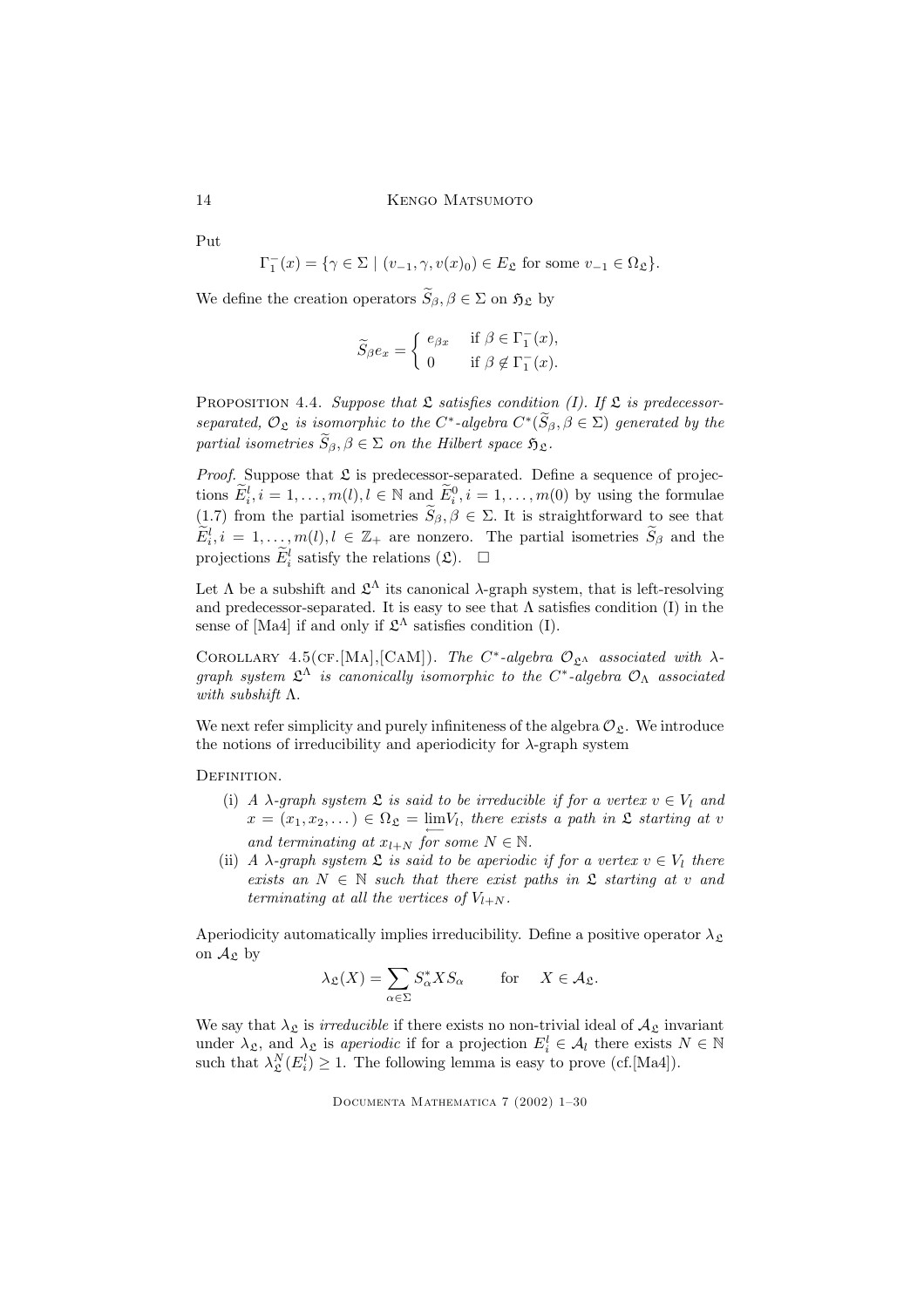Put

$$\Gamma_1^-(x) = \{\gamma \in \Sigma \mid (v_{-1}, \gamma, v(x)_0) \in E_{\mathfrak{L}} \text{ for some } v_{-1} \in \Omega_{\mathfrak{L}}\}.$$

We define the creation operators $\widetilde{S}_\beta, \beta \in \Sigma$ on $\mathfrak{H}_{\mathfrak{L}}$ by

$$\widetilde{S}_\beta e_x = \begin{cases} e_{\beta x} & \text{if } \beta \in \Gamma_1^-(x), \\ 0 & \text{if } \beta \notin \Gamma_1^-(x). \end{cases}$$

Proposition 4.4. *Suppose that $\mathfrak{L}$ satisfies condition (I). If $\mathfrak{L}$ is predecessor-separated, $\mathcal{O}_{\mathfrak{L}}$ is isomorphic to the $C^*$-algebra $C^*(\widetilde{S}_\beta, \beta \in \Sigma)$ generated by the partial isometries $\widetilde{S}_\beta, \beta \in \Sigma$ on the Hilbert space $\mathfrak{H}_{\mathfrak{L}}$.*

*Proof.* Suppose that $\mathfrak{L}$ is predecessor-separated. Define a sequence of projections $\widetilde{E}_i^l, i = 1, \dots, m(l), l \in \mathbb{N}$ and $\widetilde{E}_i^0, i = 1, \dots, m(0)$ by using the formulae (1.7) from the partial isometries $\widetilde{S}_\beta, \beta \in \Sigma$. It is straightforward to see that $\widetilde{E}_i^l, i = 1, \dots, m(l), l \in \mathbb{Z}_+$ are nonzero. The partial isometries $\widetilde{S}_\beta$ and the projections $\widetilde{E}_i^l$ satisfy the relations $(\mathfrak{L})$. □

Let $\Lambda$ be a subshift and $\mathfrak{L}^\Lambda$ its canonical $\lambda$-graph system, that is left-resolving and predecessor-separated. It is easy to see that $\Lambda$ satisfies condition (I) in the sense of [Ma4] if and only if $\mathfrak{L}^\Lambda$ satisfies condition (I).

Corollary 4.5(cf.[Ma],[CaM]). *The $C^*$-algebra $\mathcal{O}_{\mathfrak{L}^\Lambda}$ associated with $\lambda$-graph system $\mathfrak{L}^\Lambda$ is canonically isomorphic to the $C^*$-algebra $\mathcal{O}_\Lambda$ associated with subshift $\Lambda$.*

We next refer simplicity and purely infiniteness of the algebra $\mathcal{O}_{\mathfrak{L}}$. We introduce the notions of irreducibility and aperiodicity for $\lambda$-graph system

Definition.

- (i) *A $\lambda$-graph system $\mathfrak{L}$ is said to be irreducible if for a vertex $v \in V_l$ and $x = (x_1, x_2, \dots) \in \Omega_{\mathfrak{L}} = \varprojlim V_l$, there exists a path in $\mathfrak{L}$ starting at $v$ and terminating at $x_{l+N}$ for some $N \in \mathbb{N}$.*
- (ii) *A $\lambda$-graph system $\mathfrak{L}$ is said to be aperiodic if for a vertex $v \in V_l$ there exists an $N \in \mathbb{N}$ such that there exist paths in $\mathfrak{L}$ starting at $v$ and terminating at all the vertices of $V_{l+N}$.*

Aperiodicity automatically implies irreducibility. Define a positive operator $\lambda_{\mathfrak{L}}$ on $\mathcal{A}_{\mathfrak{L}}$ by

$$\lambda_{\mathfrak{L}}(X) = \sum_{\alpha \in \Sigma} S_\alpha^* X S_\alpha \qquad \text{for} \qquad X \in \mathcal{A}_{\mathfrak{L}}.$$

We say that $\lambda_{\mathfrak{L}}$ is *irreducible* if there exists no non-trivial ideal of $\mathcal{A}_{\mathfrak{L}}$ invariant under $\lambda_{\mathfrak{L}}$, and $\lambda_{\mathfrak{L}}$ is *aperiodic* if for a projection $E_i^l \in \mathcal{A}_l$ there exists $N \in \mathbb{N}$ such that $\lambda_{\mathfrak{L}}^N(E_i^l) \geq 1$. The following lemma is easy to prove (cf.[Ma4]).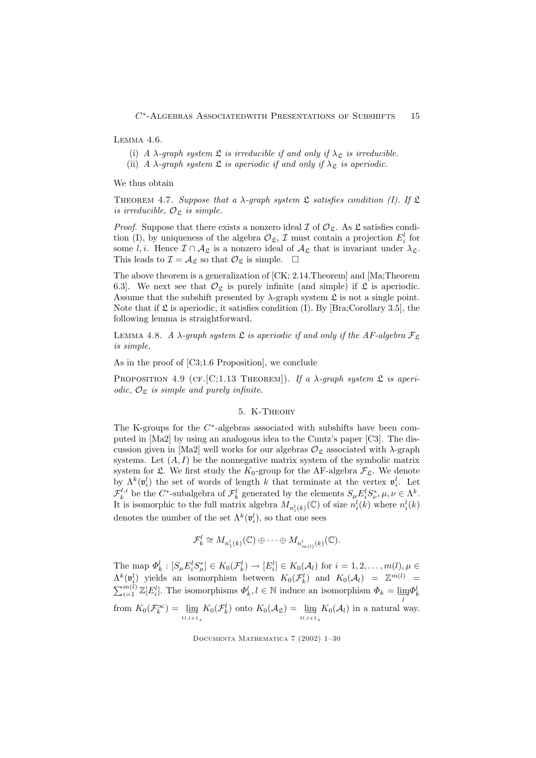Lemma 4.6.

(i) *A $\lambda$-graph system $\mathfrak{L}$ is irreducible if and only if $\lambda_{\mathfrak{L}}$ is irreducible.*
(ii) *A $\lambda$-graph system $\mathfrak{L}$ is aperiodic if and only if $\lambda_{\mathfrak{L}}$ is aperiodic.*

We thus obtain

Theorem 4.7. *Suppose that a $\lambda$-graph system $\mathfrak{L}$ satisfies condition (I). If $\mathfrak{L}$ is irreducible, $\mathcal{O}_{\mathfrak{L}}$ is simple.*

*Proof.* Suppose that there exists a nonzero ideal $\mathcal{I}$ of $\mathcal{O}_{\mathfrak{L}}$. As $\mathfrak{L}$ satisfies condition (I), by uniqueness of the algebra $\mathcal{O}_{\mathfrak{L}}$, $\mathcal{I}$ must contain a projection $E_i^l$ for some $l, i$. Hence $\mathcal{I} \cap \mathcal{A}_{\mathfrak{L}}$ is a nonzero ideal of $\mathcal{A}_{\mathfrak{L}}$ that is invariant under $\lambda_{\mathfrak{L}}$. This leads to $\mathcal{I} = \mathcal{A}_{\mathfrak{L}}$ so that $\mathcal{O}_{\mathfrak{L}}$ is simple. $\square$

The above theorem is a generalization of [CK; 2.14.Theorem] and [Ma;Theorem 6.3]. We next see that $\mathcal{O}_{\mathfrak{L}}$ is purely infinite (and simple) if $\mathfrak{L}$ is aperiodic. Assume that the subshift presented by $\lambda$-graph system $\mathfrak{L}$ is not a single point. Note that if $\mathfrak{L}$ is aperiodic, it satisfies condition (I). By [Bra;Corollary 3.5], the following lemma is straightforward.

Lemma 4.8. *A $\lambda$-graph system $\mathfrak{L}$ is aperiodic if and only if the AF-algebra $\mathcal{F}_{\mathfrak{L}}$ is simple.*

As in the proof of [C3;1.6 Proposition], we conclude

Proposition 4.9 (cf.[C;1.13 Theorem]). *If a $\lambda$-graph system $\mathfrak{L}$ is aperiodic, $\mathcal{O}_{\mathfrak{L}}$ is simple and purely infinite.*

## 5. K-Theory

The K-groups for the $C^*$-algebras associated with subshifts have been computed in [Ma2] by using an analogous idea to the Cuntz's paper [C3]. The discussion given in [Ma2] well works for our algebras $\mathcal{O}_{\mathfrak{L}}$ associated with $\lambda$-graph systems. Let $(A, I)$ be the nonnegative matrix system of the symbolic matrix system for $\mathfrak{L}$. We first study the $K_0$-group for the AF-algebra $\mathcal{F}_{\mathfrak{L}}$. We denote by $\Lambda^k(\mathfrak{v}_i^l)$ the set of words of length $k$ that terminate at the vertex $\mathfrak{v}_i^l$. Let $\mathcal{F}_k^{l,i}$ be the $C^*$-subalgebra of $\mathcal{F}_k^l$ generated by the elements $S_\mu E_i^l S_\nu^*, \mu, \nu \in \Lambda^k$. It is isomorphic to the full matrix algebra $M_{n_i^l(k)}(\mathbb{C})$ of size $n_i^l(k)$ where $n_i^l(k)$ denotes the number of the set $\Lambda^k(\mathfrak{v}_i^l)$, so that one sees

$$\mathcal{F}_k^l \cong M_{n_1^l(k)}(\mathbb{C}) \oplus \cdots \oplus M_{n_{m(l)}^l(k)}(\mathbb{C}).$$

The map $\Phi_k^l : [S_\mu E_i^l S_\mu^*] \in K_0(\mathcal{F}_k^l) \to [E_i^l] \in K_0(\mathcal{A}_l)$ for $i = 1, 2, \ldots, m(l), \mu \in \Lambda^k(\mathfrak{v}_i^l)$ yields an isomorphism between $K_0(\mathcal{F}_k^l)$ and $K_0(\mathcal{A}_l) = \mathbb{Z}^{m(l)} = \sum_{i=1}^{m(l)} \mathbb{Z}[E_i^l]$. The isomorphisms $\Phi_k^l, l \in \mathbb{N}$ induce an isomorphism $\Phi_k = \varinjlim_l \Phi_k^l$ from $K_0(\mathcal{F}_k^\infty) = \varinjlim_{\iota_{l,l+1*}} K_0(\mathcal{F}_k^l)$ onto $K_0(\mathcal{A}_{\mathfrak{L}}) = \varinjlim_{\iota_{l,l+1*}} K_0(\mathcal{A}_l)$ in a natural way.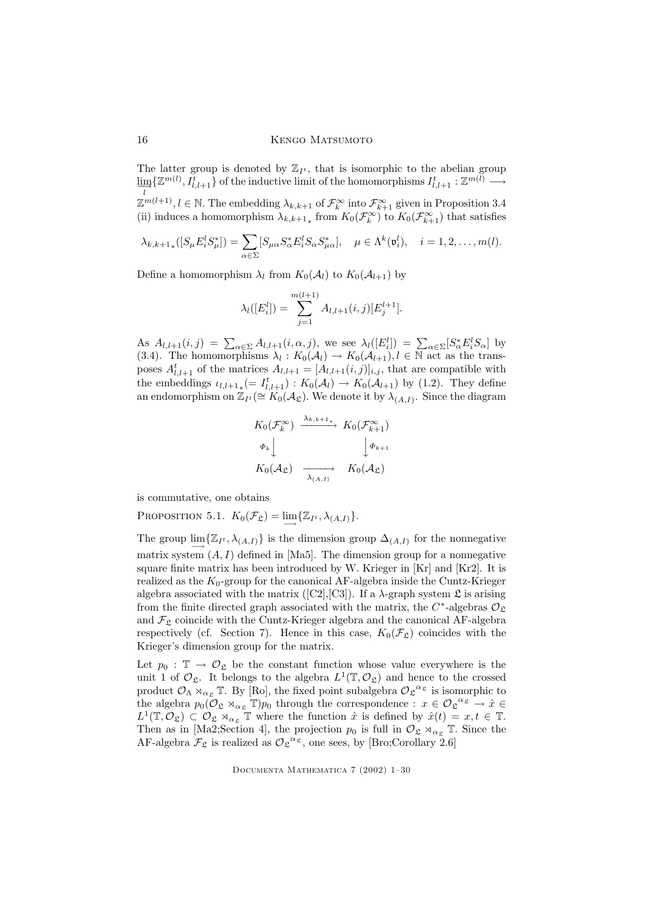The latter group is denoted by $\mathbb{Z}_{I^t}$, that is isomorphic to the abelian group $\varinjlim_l \{\mathbb{Z}^{m(l)}, I^t_{l,l+1}\}$ of the inductive limit of the homomorphisms $I^t_{l,l+1} : \mathbb{Z}^{m(l)} \longrightarrow \mathbb{Z}^{m(l+1)}, l \in \mathbb{N}$. The embedding $\lambda_{k,k+1}$ of $\mathcal{F}_k^\infty$ into $\mathcal{F}_{k+1}^\infty$ given in Proposition 3.4 (ii) induces a homomorphism $\lambda_{k,k+1_*}$ from $K_0(\mathcal{F}_k^\infty)$ to $K_0(\mathcal{F}_{k+1}^\infty)$ that satisfies

$$\lambda_{k,k+1_*}([S_\mu E_i^l S_\mu^*]) = \sum_{\alpha\in\Sigma}[S_{\mu\alpha} S_\alpha^* E_i^l S_\alpha S_{\mu\alpha}^*], \quad \mu \in \Lambda^k(\mathfrak{v}_i^l), \quad i = 1, 2, \ldots, m(l).$$

Define a homomorphism $\lambda_l$ from $K_0(\mathcal{A}_l)$ to $K_0(\mathcal{A}_{l+1})$ by

$$\lambda_l([E_i^l]) = \sum_{j=1}^{m(l+1)} A_{l,l+1}(i,j)[E_j^{l+1}].$$

As $A_{l,l+1}(i,j) = \sum_{\alpha\in\Sigma} A_{l,l+1}(i,\alpha,j)$, we see $\lambda_l([E_i^l]) = \sum_{\alpha\in\Sigma}[S_\alpha^* E_i^l S_\alpha]$ by (3.4). The homomorphisms $\lambda_l : K_0(\mathcal{A}_l) \to K_0(\mathcal{A}_{l+1}), l \in \mathbb{N}$ act as the transposes $A^t_{l,l+1}$ of the matrices $A_{l,l+1} = [A_{l,l+1}(i,j)]_{i,j}$, that are compatible with the embeddings $\iota_{l,l+1_*}(= I^t_{l,l+1}) : K_0(\mathcal{A}_l) \to K_0(\mathcal{A}_{l+1})$ by (1.2). They define an endomorphism on $\mathbb{Z}_{I^t} (\cong K_0(\mathcal{A}_\mathfrak{L})$. We denote it by $\lambda_{(A,I)}$. Since the diagram

$$\begin{array}{ccc}
K_0(\mathcal{F}_k^\infty) & \xrightarrow{\lambda_{k,k+1_*}} & K_0(\mathcal{F}_{k+1}^\infty) \\
{\scriptstyle \Phi_k}\big\downarrow & & \big\downarrow{\scriptstyle \Phi_{k+1}} \\
K_0(\mathcal{A}_\mathfrak{L}) & \xrightarrow[\lambda_{(A,I)}]{} & K_0(\mathcal{A}_\mathfrak{L})
\end{array}$$

is commutative, one obtains

Proposition 5.1. $K_0(\mathcal{F}_\mathfrak{L}) = \varinjlim\{\mathbb{Z}_{I^t}, \lambda_{(A,I)}\}$.

The group $\varinjlim\{\mathbb{Z}_{I^t}, \lambda_{(A,I)}\}$ is the dimension group $\Delta_{(A,I)}$ for the nonnegative matrix system $(A, I)$ defined in [Ma5]. The dimension group for a nonnegative square finite matrix has been introduced by W. Krieger in [Kr] and [Kr2]. It is realized as the $K_0$-group for the canonical AF-algebra inside the Cuntz-Krieger algebra associated with the matrix ([C2],[C3]). If a $\lambda$-graph system $\mathfrak{L}$ is arising from the finite directed graph associated with the matrix, the $C^*$-algebras $\mathcal{O}_\mathfrak{L}$ and $\mathcal{F}_\mathfrak{L}$ coincide with the Cuntz-Krieger algebra and the canonical AF-algebra respectively (cf. Section 7). Hence in this case, $K_0(\mathcal{F}_\mathfrak{L})$ coincides with the Krieger's dimension group for the matrix.

Let $p_0 : \mathbb{T} \to \mathcal{O}_\mathfrak{L}$ be the constant function whose value everywhere is the unit 1 of $\mathcal{O}_\mathfrak{L}$. It belongs to the algebra $L^1(\mathbb{T}, \mathcal{O}_\mathfrak{L})$ and hence to the crossed product $\mathcal{O}_\Lambda \rtimes_{\alpha_\mathfrak{L}} \mathbb{T}$. By [Ro], the fixed point subalgebra ${\mathcal{O}_\mathfrak{L}}^{\alpha_\mathfrak{L}}$ is isomorphic to the algebra $p_0(\mathcal{O}_\mathfrak{L} \rtimes_{\alpha_\mathfrak{L}} \mathbb{T})p_0$ through the correspondence : $x \in {\mathcal{O}_\mathfrak{L}}^{\alpha_\mathfrak{L}} \to \hat{x} \in L^1(\mathbb{T}, \mathcal{O}_\mathfrak{L}) \subset \mathcal{O}_\mathfrak{L} \rtimes_{\alpha_\mathfrak{L}} \mathbb{T}$ where the function $\hat{x}$ is defined by $\hat{x}(t) = x, t \in \mathbb{T}$. Then as in [Ma2;Section 4], the projection $p_0$ is full in $\mathcal{O}_\mathfrak{L} \rtimes_{\alpha_\mathfrak{L}} \mathbb{T}$. Since the AF-algebra $\mathcal{F}_\mathfrak{L}$ is realized as ${\mathcal{O}_\mathfrak{L}}^{\alpha_\mathfrak{L}}$, one sees, by [Bro;Corollary 2.6]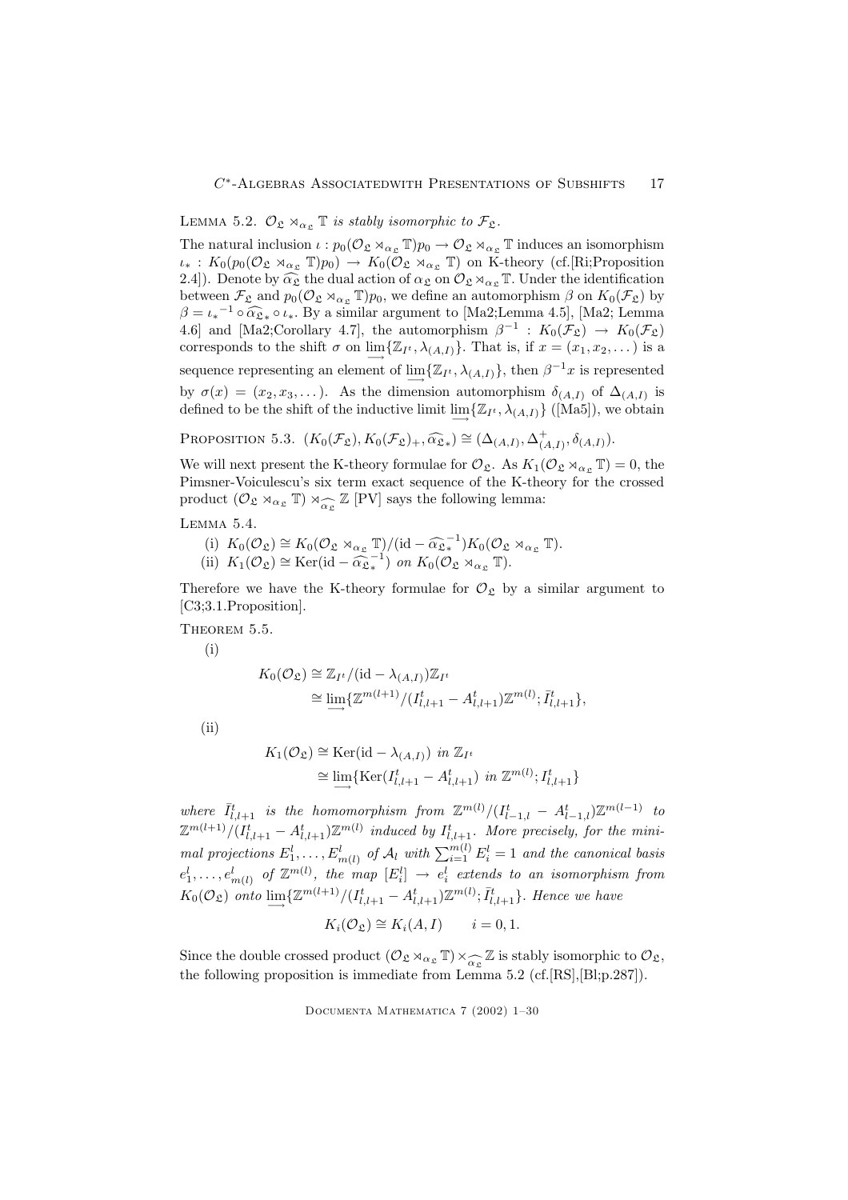Lemma 5.2. *$\mathcal{O}_{\mathfrak{L}} \rtimes_{\alpha_{\mathfrak{L}}} \mathbb{T}$ is stably isomorphic to $\mathcal{F}_{\mathfrak{L}}$.*

The natural inclusion $\iota : p_0(\mathcal{O}_{\mathfrak{L}} \rtimes_{\alpha_{\mathfrak{L}}} \mathbb{T})p_0 \to \mathcal{O}_{\mathfrak{L}} \rtimes_{\alpha_{\mathfrak{L}}} \mathbb{T}$ induces an isomorphism $\iota_* : K_0(p_0(\mathcal{O}_{\mathfrak{L}} \rtimes_{\alpha_{\mathfrak{L}}} \mathbb{T})p_0) \to K_0(\mathcal{O}_{\mathfrak{L}} \rtimes_{\alpha_{\mathfrak{L}}} \mathbb{T})$ on K-theory (cf.[Ri;Proposition 2.4]). Denote by $\widehat{\alpha_{\mathfrak{L}}}$ the dual action of $\alpha_{\mathfrak{L}}$ on $\mathcal{O}_{\mathfrak{L}} \rtimes_{\alpha_{\mathfrak{L}}} \mathbb{T}$. Under the identification between $\mathcal{F}_{\mathfrak{L}}$ and $p_0(\mathcal{O}_{\mathfrak{L}} \rtimes_{\alpha_{\mathfrak{L}}} \mathbb{T})p_0$, we define an automorphism $\beta$ on $K_0(\mathcal{F}_{\mathfrak{L}})$ by $\beta = {\iota_*}^{-1} \circ \widehat{\alpha_{\mathfrak{L}}}_* \circ \iota_*$. By a similar argument to [Ma2;Lemma 4.5], [Ma2; Lemma 4.6] and [Ma2;Corollary 4.7], the automorphism $\beta^{-1} : K_0(\mathcal{F}_{\mathfrak{L}}) \to K_0(\mathcal{F}_{\mathfrak{L}})$ corresponds to the shift $\sigma$ on $\varinjlim\{\mathbb{Z}_{I^t}, \lambda_{(A,I)}\}$. That is, if $x = (x_1, x_2, \dots)$ is a sequence representing an element of $\varinjlim\{\mathbb{Z}_{I^t}, \lambda_{(A,I)}\}$, then $\beta^{-1}x$ is represented by $\sigma(x) = (x_2, x_3, \dots)$. As the dimension automorphism $\delta_{(A,I)}$ of $\Delta_{(A,I)}$ is defined to be the shift of the inductive limit $\varinjlim\{\mathbb{Z}_{I^t}, \lambda_{(A,I)}\}$ ([Ma5]), we obtain

Proposition 5.3. $(K_0(\mathcal{F}_{\mathfrak{L}}), K_0(\mathcal{F}_{\mathfrak{L}})_+, \widehat{\alpha_{\mathfrak{L}}}_*) \cong (\Delta_{(A,I)}, \Delta^+_{(A,I)}, \delta_{(A,I)})$.

We will next present the K-theory formulae for $\mathcal{O}_{\mathfrak{L}}$. As $K_1(\mathcal{O}_{\mathfrak{L}} \rtimes_{\alpha_{\mathfrak{L}}} \mathbb{T}) = 0$, the Pimsner-Voiculescu's six term exact sequence of the K-theory for the crossed product $(\mathcal{O}_{\mathfrak{L}} \rtimes_{\alpha_{\mathfrak{L}}} \mathbb{T}) \rtimes_{\widehat{\alpha_{\mathfrak{L}}}} \mathbb{Z}$ [PV] says the following lemma:

Lemma 5.4.

(i) $K_0(\mathcal{O}_{\mathfrak{L}}) \cong K_0(\mathcal{O}_{\mathfrak{L}} \rtimes_{\alpha_{\mathfrak{L}}} \mathbb{T})/(\mathrm{id} - \widehat{\alpha_{\mathfrak{L}}}_*^{-1})K_0(\mathcal{O}_{\mathfrak{L}} \rtimes_{\alpha_{\mathfrak{L}}} \mathbb{T})$.

(ii) $K_1(\mathcal{O}_{\mathfrak{L}}) \cong \mathrm{Ker}(\mathrm{id} - \widehat{\alpha_{\mathfrak{L}}}_*^{-1})$ *on* $K_0(\mathcal{O}_{\mathfrak{L}} \rtimes_{\alpha_{\mathfrak{L}}} \mathbb{T})$.

Therefore we have the K-theory formulae for $\mathcal{O}_{\mathfrak{L}}$ by a similar argument to [C3;3.1.Proposition].

Theorem 5.5.

(i)
$$
\begin{aligned}
K_0(\mathcal{O}_{\mathfrak{L}}) &\cong \mathbb{Z}_{I^t}/(\mathrm{id} - \lambda_{(A,I)})\mathbb{Z}_{I^t} \\
&\cong \varinjlim\{\mathbb{Z}^{m(l+1)}/(I^t_{l,l+1} - A^t_{l,l+1})\mathbb{Z}^{m(l)}; \bar{I}^t_{l,l+1}\},
\end{aligned}
$$

(ii)
$$
\begin{aligned}
K_1(\mathcal{O}_{\mathfrak{L}}) &\cong \mathrm{Ker}(\mathrm{id} - \lambda_{(A,I)}) \text{ in } \mathbb{Z}_{I^t} \\
&\cong \varinjlim\{\mathrm{Ker}(I^t_{l,l+1} - A^t_{l,l+1}) \text{ in } \mathbb{Z}^{m(l)}; I^t_{l,l+1}\}
\end{aligned}
$$

*where $\bar{I}^t_{l,l+1}$ is the homomorphism from $\mathbb{Z}^{m(l)}/(I^t_{l-1,l} - A^t_{l-1,l})\mathbb{Z}^{m(l-1)}$ to $\mathbb{Z}^{m(l+1)}/(I^t_{l,l+1} - A^t_{l,l+1})\mathbb{Z}^{m(l)}$ induced by $I^t_{l,l+1}$. More precisely, for the minimal projections $E^l_1, \dots, E^l_{m(l)}$ of $\mathcal{A}_l$ with $\sum_{i=1}^{m(l)} E^l_i = 1$ and the canonical basis $e^l_1, \dots, e^l_{m(l)}$ of $\mathbb{Z}^{m(l)}$, the map $[E^l_i] \to e^l_i$ extends to an isomorphism from $K_0(\mathcal{O}_{\mathfrak{L}})$ onto $\varinjlim\{\mathbb{Z}^{m(l+1)}/(I^t_{l,l+1} - A^t_{l,l+1})\mathbb{Z}^{m(l)}; \bar{I}^t_{l,l+1}\}$. Hence we have*

$$
K_i(\mathcal{O}_{\mathfrak{L}}) \cong K_i(A, I) \qquad i = 0, 1.
$$

Since the double crossed product $(\mathcal{O}_{\mathfrak{L}} \rtimes_{\alpha_{\mathfrak{L}}} \mathbb{T}) \times_{\widehat{\alpha_{\mathfrak{L}}}} \mathbb{Z}$ is stably isomorphic to $\mathcal{O}_{\mathfrak{L}}$, the following proposition is immediate from Lemma 5.2 (cf.[RS],[Bl;p.287]).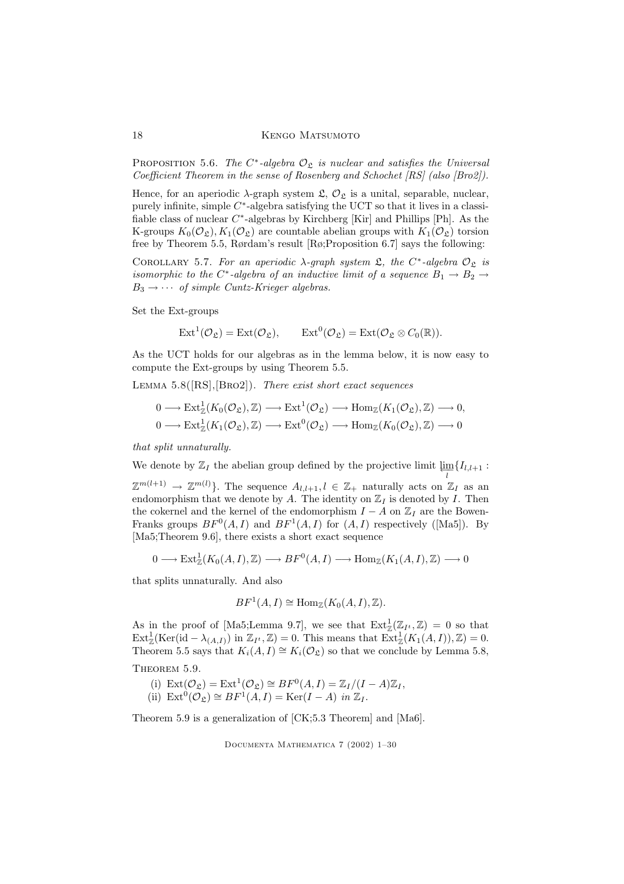Proposition 5.6. *The $C^*$-algebra $\mathcal{O}_{\mathfrak{L}}$ is nuclear and satisfies the Universal Coefficient Theorem in the sense of Rosenberg and Schochet [RS] (also [Bro2]).*

Hence, for an aperiodic $\lambda$-graph system $\mathfrak{L}$, $\mathcal{O}_{\mathfrak{L}}$ is a unital, separable, nuclear, purely infinite, simple $C^*$-algebra satisfying the UCT so that it lives in a classifiable class of nuclear $C^*$-algebras by Kirchberg [Kir] and Phillips [Ph]. As the K-groups $K_0(\mathcal{O}_{\mathfrak{L}}), K_1(\mathcal{O}_{\mathfrak{L}})$ are countable abelian groups with $K_1(\mathcal{O}_{\mathfrak{L}})$ torsion free by Theorem 5.5, Rørdam's result [Rø;Proposition 6.7] says the following:

Corollary 5.7. *For an aperiodic $\lambda$-graph system $\mathfrak{L}$, the $C^*$-algebra $\mathcal{O}_{\mathfrak{L}}$ is isomorphic to the $C^*$-algebra of an inductive limit of a sequence $B_1 \to B_2 \to B_3 \to \cdots$ of simple Cuntz-Krieger algebras.*

Set the Ext-groups

$$\mathrm{Ext}^1(\mathcal{O}_{\mathfrak{L}}) = \mathrm{Ext}(\mathcal{O}_{\mathfrak{L}}), \qquad \mathrm{Ext}^0(\mathcal{O}_{\mathfrak{L}}) = \mathrm{Ext}(\mathcal{O}_{\mathfrak{L}} \otimes C_0(\mathbb{R})).$$

As the UCT holds for our algebras as in the lemma below, it is now easy to compute the Ext-groups by using Theorem 5.5.

Lemma 5.8([RS],[Bro2]). *There exist short exact sequences*

$$0 \longrightarrow \mathrm{Ext}^1_{\mathbb{Z}}(K_0(\mathcal{O}_{\mathfrak{L}}), \mathbb{Z}) \longrightarrow \mathrm{Ext}^1(\mathcal{O}_{\mathfrak{L}}) \longrightarrow \mathrm{Hom}_{\mathbb{Z}}(K_1(\mathcal{O}_{\mathfrak{L}}), \mathbb{Z}) \longrightarrow 0,$$
$$0 \longrightarrow \mathrm{Ext}^1_{\mathbb{Z}}(K_1(\mathcal{O}_{\mathfrak{L}}), \mathbb{Z}) \longrightarrow \mathrm{Ext}^0(\mathcal{O}_{\mathfrak{L}}) \longrightarrow \mathrm{Hom}_{\mathbb{Z}}(K_0(\mathcal{O}_{\mathfrak{L}}), \mathbb{Z}) \longrightarrow 0$$

*that split unnaturally.*

We denote by $\mathbb{Z}_I$ the abelian group defined by the projective limit $\varprojlim_l \{I_{l,l+1} : \mathbb{Z}^{m(l+1)} \to \mathbb{Z}^{m(l)}\}$. The sequence $A_{l,l+1}, l \in \mathbb{Z}_+$ naturally acts on $\mathbb{Z}_I$ as an endomorphism that we denote by $A$. The identity on $\mathbb{Z}_I$ is denoted by $I$. Then the cokernel and the kernel of the endomorphism $I - A$ on $\mathbb{Z}_I$ are the Bowen-Franks groups $BF^0(A, I)$ and $BF^1(A, I)$ for $(A, I)$ respectively ([Ma5]). By [Ma5;Theorem 9.6], there exists a short exact sequence

$$0 \longrightarrow \mathrm{Ext}^1_{\mathbb{Z}}(K_0(A, I), \mathbb{Z}) \longrightarrow BF^0(A, I) \longrightarrow \mathrm{Hom}_{\mathbb{Z}}(K_1(A, I), \mathbb{Z}) \longrightarrow 0$$

that splits unnaturally. And also

$$BF^1(A, I) \cong \mathrm{Hom}_{\mathbb{Z}}(K_0(A, I), \mathbb{Z}).$$

As in the proof of [Ma5;Lemma 9.7], we see that $\mathrm{Ext}^1_{\mathbb{Z}}(\mathbb{Z}_{I^t}, \mathbb{Z}) = 0$ so that $\mathrm{Ext}^1_{\mathbb{Z}}(\mathrm{Ker}(\mathrm{id} - \lambda_{(A,I)})$ in $\mathbb{Z}_{I^t}, \mathbb{Z}) = 0$. This means that $\mathrm{Ext}^1_{\mathbb{Z}}(K_1(A, I)), \mathbb{Z}) = 0$. Theorem 5.5 says that $K_i(A, I) \cong K_i(\mathcal{O}_{\mathfrak{L}})$ so that we conclude by Lemma 5.8,

Theorem 5.9.

(i) $\mathrm{Ext}(\mathcal{O}_{\mathfrak{L}}) = \mathrm{Ext}^1(\mathcal{O}_{\mathfrak{L}}) \cong BF^0(A, I) = \mathbb{Z}_I/(I - A)\mathbb{Z}_I$,

(ii) $\mathrm{Ext}^0(\mathcal{O}_{\mathfrak{L}}) \cong BF^1(A, I) = \mathrm{Ker}(I - A)$ *in* $\mathbb{Z}_I$.

Theorem 5.9 is a generalization of [CK;5.3 Theorem] and [Ma6].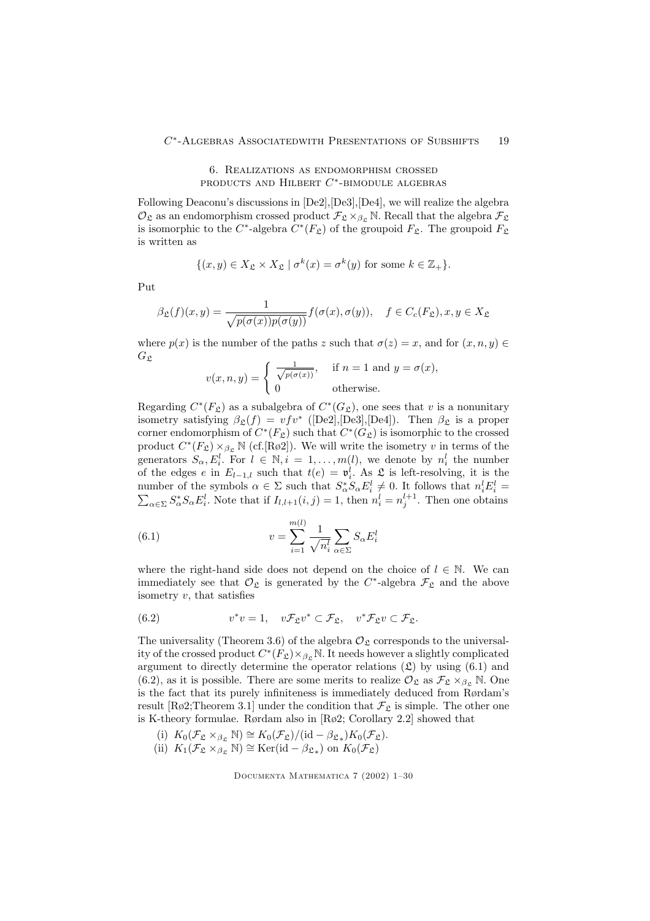## 6. Realizations as endomorphism crossed products and Hilbert $C^*$-bimodule algebras

Following Deaconu's discussions in [De2],[De3],[De4], we will realize the algebra $\mathcal{O}_{\mathfrak{L}}$ as an endomorphism crossed product $\mathcal{F}_{\mathfrak{L}} \times_{\beta_{\mathfrak{L}}} \mathbb{N}$. Recall that the algebra $\mathcal{F}_{\mathfrak{L}}$ is isomorphic to the $C^*$-algebra $C^*(F_{\mathfrak{L}})$ of the groupoid $F_{\mathfrak{L}}$. The groupoid $F_{\mathfrak{L}}$ is written as

$$\{(x,y) \in X_{\mathfrak{L}} \times X_{\mathfrak{L}} \mid \sigma^k(x) = \sigma^k(y) \text{ for some } k \in \mathbb{Z}_+\}.$$

Put

$$\beta_{\mathfrak{L}}(f)(x,y) = \frac{1}{\sqrt{p(\sigma(x))p(\sigma(y))}} f(\sigma(x), \sigma(y)), \quad f \in C_c(F_{\mathfrak{L}}), x, y \in X_{\mathfrak{L}}$$

where $p(x)$ is the number of the paths $z$ such that $\sigma(z) = x$, and for $(x,n,y) \in G_{\mathfrak{L}}$

$$v(x,n,y) = \begin{cases} \frac{1}{\sqrt{p(\sigma(x))}}, & \text{if } n = 1 \text{ and } y = \sigma(x), \\ 0 & \text{otherwise.} \end{cases}$$

Regarding $C^*(F_{\mathfrak{L}})$ as a subalgebra of $C^*(G_{\mathfrak{L}})$, one sees that $v$ is a nonunitary isometry satisfying $\beta_{\mathfrak{L}}(f) = vfv^*$ ([De2],[De3],[De4]). Then $\beta_{\mathfrak{L}}$ is a proper corner endomorphism of $C^*(F_{\mathfrak{L}})$ such that $C^*(G_{\mathfrak{L}})$ is isomorphic to the crossed product $C^*(F_{\mathfrak{L}}) \times_{\beta_{\mathfrak{L}}} \mathbb{N}$ (cf.[Rø2]). We will write the isometry $v$ in terms of the generators $S_\alpha, E_i^l$. For $l \in \mathbb{N}, i = 1, \dots, m(l)$, we denote by $n_i^l$ the number of the edges $e$ in $E_{l-1,l}$ such that $t(e) = \mathfrak{v}_i^l$. As $\mathfrak{L}$ is left-resolving, it is the number of the symbols $\alpha \in \Sigma$ such that $S_\alpha^* S_\alpha E_i^l \neq 0$. It follows that $n_i^l E_i^l = \sum_{\alpha \in \Sigma} S_\alpha^* S_\alpha E_i^l$. Note that if $I_{l,l+1}(i,j) = 1$, then $n_i^l = n_j^{l+1}$. Then one obtains

$$v = \sum_{i=1}^{m(l)} \frac{1}{\sqrt{n_i^l}} \sum_{\alpha \in \Sigma} S_\alpha E_i^l \tag{6.1}$$

where the right-hand side does not depend on the choice of $l \in \mathbb{N}$. We can immediately see that $\mathcal{O}_{\mathfrak{L}}$ is generated by the $C^*$-algebra $\mathcal{F}_{\mathfrak{L}}$ and the above isometry $v$, that satisfies

$$v^*v = 1, \quad v\mathcal{F}_{\mathfrak{L}}v^* \subset \mathcal{F}_{\mathfrak{L}}, \quad v^*\mathcal{F}_{\mathfrak{L}}v \subset \mathcal{F}_{\mathfrak{L}}. \tag{6.2}$$

The universality (Theorem 3.6) of the algebra $\mathcal{O}_{\mathfrak{L}}$ corresponds to the universality of the crossed product $C^*(F_{\mathfrak{L}}) \times_{\beta_{\mathfrak{L}}} \mathbb{N}$. It needs however a slightly complicated argument to directly determine the operator relations $(\mathfrak{L})$ by using (6.1) and (6.2), as it is possible. There are some merits to realize $\mathcal{O}_{\mathfrak{L}}$ as $\mathcal{F}_{\mathfrak{L}} \times_{\beta_{\mathfrak{L}}} \mathbb{N}$. One is the fact that its purely infiniteness is immediately deduced from Rørdam's result [Rø2;Theorem 3.1] under the condition that $\mathcal{F}_{\mathfrak{L}}$ is simple. The other one is K-theory formulae. Rørdam also in [Rø2; Corollary 2.2] showed that

(i) $K_0(\mathcal{F}_{\mathfrak{L}} \times_{\beta_{\mathfrak{L}}} \mathbb{N}) \cong K_0(\mathcal{F}_{\mathfrak{L}})/(\mathrm{id} - \beta_{\mathfrak{L}*})K_0(\mathcal{F}_{\mathfrak{L}})$.

(ii) $K_1(\mathcal{F}_{\mathfrak{L}} \times_{\beta_{\mathfrak{L}}} \mathbb{N}) \cong \mathrm{Ker}(\mathrm{id} - \beta_{\mathfrak{L}*})$ on $K_0(\mathcal{F}_{\mathfrak{L}})$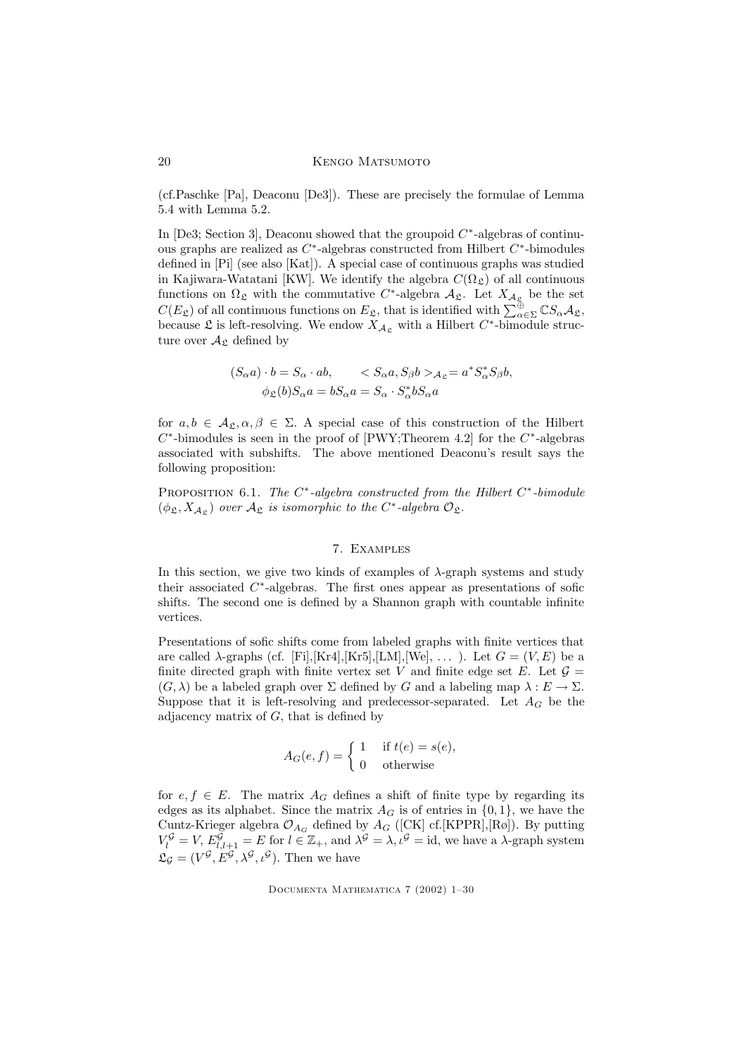(cf.Paschke [Pa], Deaconu [De3]). These are precisely the formulae of Lemma 5.4 with Lemma 5.2.

In [De3; Section 3], Deaconu showed that the groupoid $C^*$-algebras of continuous graphs are realized as $C^*$-algebras constructed from Hilbert $C^*$-bimodules defined in [Pi] (see also [Kat]). A special case of continuous graphs was studied in Kajiwara-Watatani [KW]. We identify the algebra $C(\Omega_{\mathfrak{L}})$ of all continuous functions on $\Omega_{\mathfrak{L}}$ with the commutative $C^*$-algebra $\mathcal{A}_{\mathfrak{L}}$. Let $X_{\mathcal{A}_{\mathfrak{L}}}$ be the set $C(E_{\mathfrak{L}})$ of all continuous functions on $E_{\mathfrak{L}}$, that is identified with $\sum_{\alpha\in\Sigma}^{\oplus} \mathbb{C}S_\alpha\mathcal{A}_{\mathfrak{L}}$, because $\mathfrak{L}$ is left-resolving. We endow $X_{\mathcal{A}_{\mathfrak{L}}}$ with a Hilbert $C^*$-bimodule structure over $\mathcal{A}_{\mathfrak{L}}$ defined by

$$(S_\alpha a)\cdot b = S_\alpha \cdot ab, \qquad < S_\alpha a, S_\beta b >_{\mathcal{A}_{\mathfrak{L}}} = a^* S_\alpha^* S_\beta b,$$
$$\phi_{\mathfrak{L}}(b) S_\alpha a = b S_\alpha a = S_\alpha \cdot S_\alpha^* b S_\alpha a$$

for $a, b \in \mathcal{A}_{\mathfrak{L}}, \alpha, \beta \in \Sigma$. A special case of this construction of the Hilbert $C^*$-bimodules is seen in the proof of [PWY;Theorem 4.2] for the $C^*$-algebras associated with subshifts. The above mentioned Deaconu's result says the following proposition:

Proposition 6.1. *The $C^*$-algebra constructed from the Hilbert $C^*$-bimodule $(\phi_{\mathfrak{L}}, X_{\mathcal{A}_{\mathfrak{L}}})$ over $\mathcal{A}_{\mathfrak{L}}$ is isomorphic to the $C^*$-algebra $\mathcal{O}_{\mathfrak{L}}$.*

## 7. Examples

In this section, we give two kinds of examples of $\lambda$-graph systems and study their associated $C^*$-algebras. The first ones appear as presentations of sofic shifts. The second one is defined by a Shannon graph with countable infinite vertices.

Presentations of sofic shifts come from labeled graphs with finite vertices that are called $\lambda$-graphs (cf. [Fi],[Kr4],[Kr5],[LM],[We], ... ). Let $G = (V, E)$ be a finite directed graph with finite vertex set $V$ and finite edge set $E$. Let $\mathcal{G} = (G, \lambda)$ be a labeled graph over $\Sigma$ defined by $G$ and a labeling map $\lambda : E \to \Sigma$. Suppose that it is left-resolving and predecessor-separated. Let $A_G$ be the adjacency matrix of $G$, that is defined by

$$A_G(e, f) = \begin{cases} 1 & \text{if } t(e) = s(e), \\ 0 & \text{otherwise} \end{cases}$$

for $e, f \in E$. The matrix $A_G$ defines a shift of finite type by regarding its edges as its alphabet. Since the matrix $A_G$ is of entries in $\{0, 1\}$, we have the Cuntz-Krieger algebra $\mathcal{O}_{A_G}$ defined by $A_G$ ([CK] cf.[KPPR],[Rø]). By putting $V_l^{\mathcal{G}} = V$, $E_{l,l+1}^{\mathcal{G}} = E$ for $l \in \mathbb{Z}_+$, and $\lambda^{\mathcal{G}} = \lambda, \iota^{\mathcal{G}} = \text{id}$, we have a $\lambda$-graph system $\mathfrak{L}_{\mathcal{G}} = (V^{\mathcal{G}}, E^{\mathcal{G}}, \lambda^{\mathcal{G}}, \iota^{\mathcal{G}})$. Then we have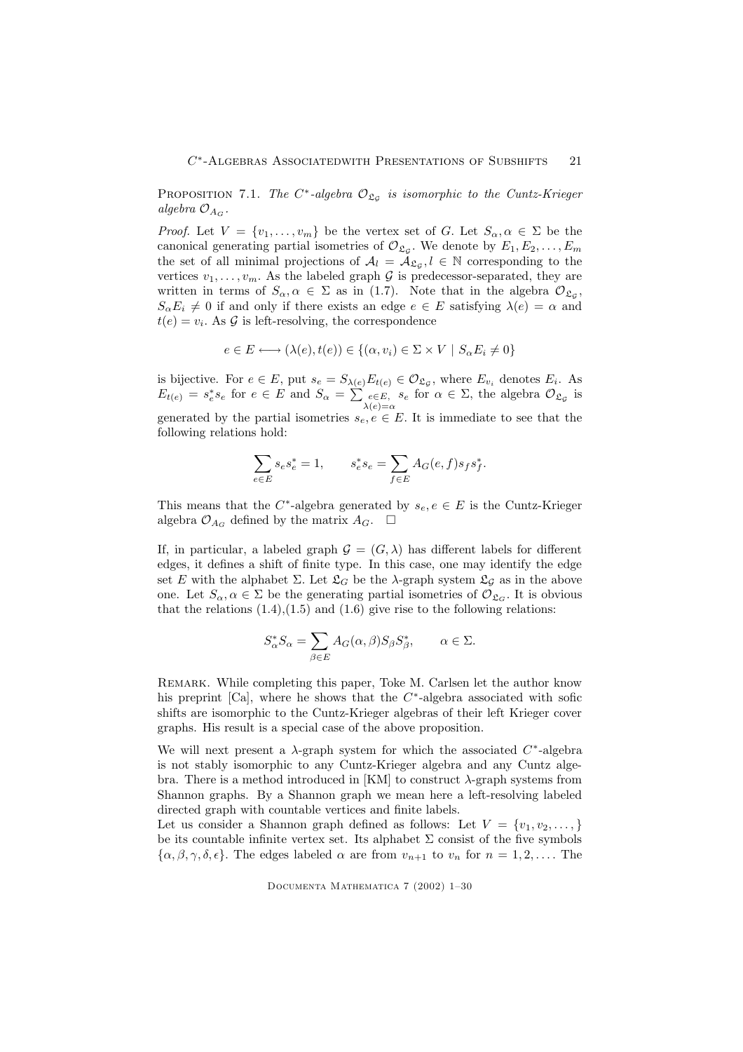PROPOSITION 7.1. *The $C^*$-algebra $\mathcal{O}_{\mathfrak{L}_\mathcal{G}}$ is isomorphic to the Cuntz-Krieger algebra $\mathcal{O}_{A_G}$.*

*Proof.* Let $V = \{v_1, \dots, v_m\}$ be the vertex set of $G$. Let $S_\alpha, \alpha \in \Sigma$ be the canonical generating partial isometries of $\mathcal{O}_{\mathfrak{L}_\mathcal{G}}$. We denote by $E_1, E_2, \dots, E_m$ the set of all minimal projections of $\mathcal{A}_l = \mathcal{A}_{\mathfrak{L}_\mathcal{G}}, l \in \mathbb{N}$ corresponding to the vertices $v_1, \dots, v_m$. As the labeled graph $\mathcal{G}$ is predecessor-separated, they are written in terms of $S_\alpha, \alpha \in \Sigma$ as in (1.7). Note that in the algebra $\mathcal{O}_{\mathfrak{L}_\mathcal{G}}$, $S_\alpha E_i \neq 0$ if and only if there exists an edge $e \in E$ satisfying $\lambda(e) = \alpha$ and $t(e) = v_i$. As $\mathcal{G}$ is left-resolving, the correspondence

$$e \in E \longleftrightarrow (\lambda(e), t(e)) \in \{(\alpha, v_i) \in \Sigma \times V \mid S_\alpha E_i \neq 0\}$$

is bijective. For $e \in E$, put $s_e = S_{\lambda(e)} E_{t(e)} \in \mathcal{O}_{\mathfrak{L}_\mathcal{G}}$, where $E_{v_i}$ denotes $E_i$. As $E_{t(e)} = s_e^* s_e$ for $e \in E$ and $S_\alpha = \sum_{\substack{e \in E,\\ \lambda(e)=\alpha}} s_e$ for $\alpha \in \Sigma$, the algebra $\mathcal{O}_{\mathfrak{L}_\mathcal{G}}$ is generated by the partial isometries $s_e, e \in E$. It is immediate to see that the following relations hold:

$$\sum_{e \in E} s_e s_e^* = 1, \qquad s_e^* s_e = \sum_{f \in E} A_G(e, f) s_f s_f^*.$$

This means that the $C^*$-algebra generated by $s_e, e \in E$ is the Cuntz-Krieger algebra $\mathcal{O}_{A_G}$ defined by the matrix $A_G$. $\square$

If, in particular, a labeled graph $\mathcal{G} = (G, \lambda)$ has different labels for different edges, it defines a shift of finite type. In this case, one may identify the edge set $E$ with the alphabet $\Sigma$. Let $\mathfrak{L}_G$ be the $\lambda$-graph system $\mathfrak{L}_\mathcal{G}$ as in the above one. Let $S_\alpha, \alpha \in \Sigma$ be the generating partial isometries of $\mathcal{O}_{\mathfrak{L}_G}$. It is obvious that the relations (1.4),(1.5) and (1.6) give rise to the following relations:

$$S_\alpha^* S_\alpha = \sum_{\beta \in E} A_G(\alpha, \beta) S_\beta S_\beta^*, \qquad \alpha \in \Sigma.$$

REMARK. While completing this paper, Toke M. Carlsen let the author know his preprint [Ca], where he shows that the $C^*$-algebra associated with sofic shifts are isomorphic to the Cuntz-Krieger algebras of their left Krieger cover graphs. His result is a special case of the above proposition.

We will next present a $\lambda$-graph system for which the associated $C^*$-algebra is not stably isomorphic to any Cuntz-Krieger algebra and any Cuntz algebra. There is a method introduced in [KM] to construct $\lambda$-graph systems from Shannon graphs. By a Shannon graph we mean here a left-resolving labeled directed graph with countable vertices and finite labels.

Let us consider a Shannon graph defined as follows: Let $V = \{v_1, v_2, \dots, \}$ be its countable infinite vertex set. Its alphabet $\Sigma$ consist of the five symbols $\{\alpha, \beta, \gamma, \delta, \epsilon\}$. The edges labeled $\alpha$ are from $v_{n+1}$ to $v_n$ for $n = 1, 2, \dots$. The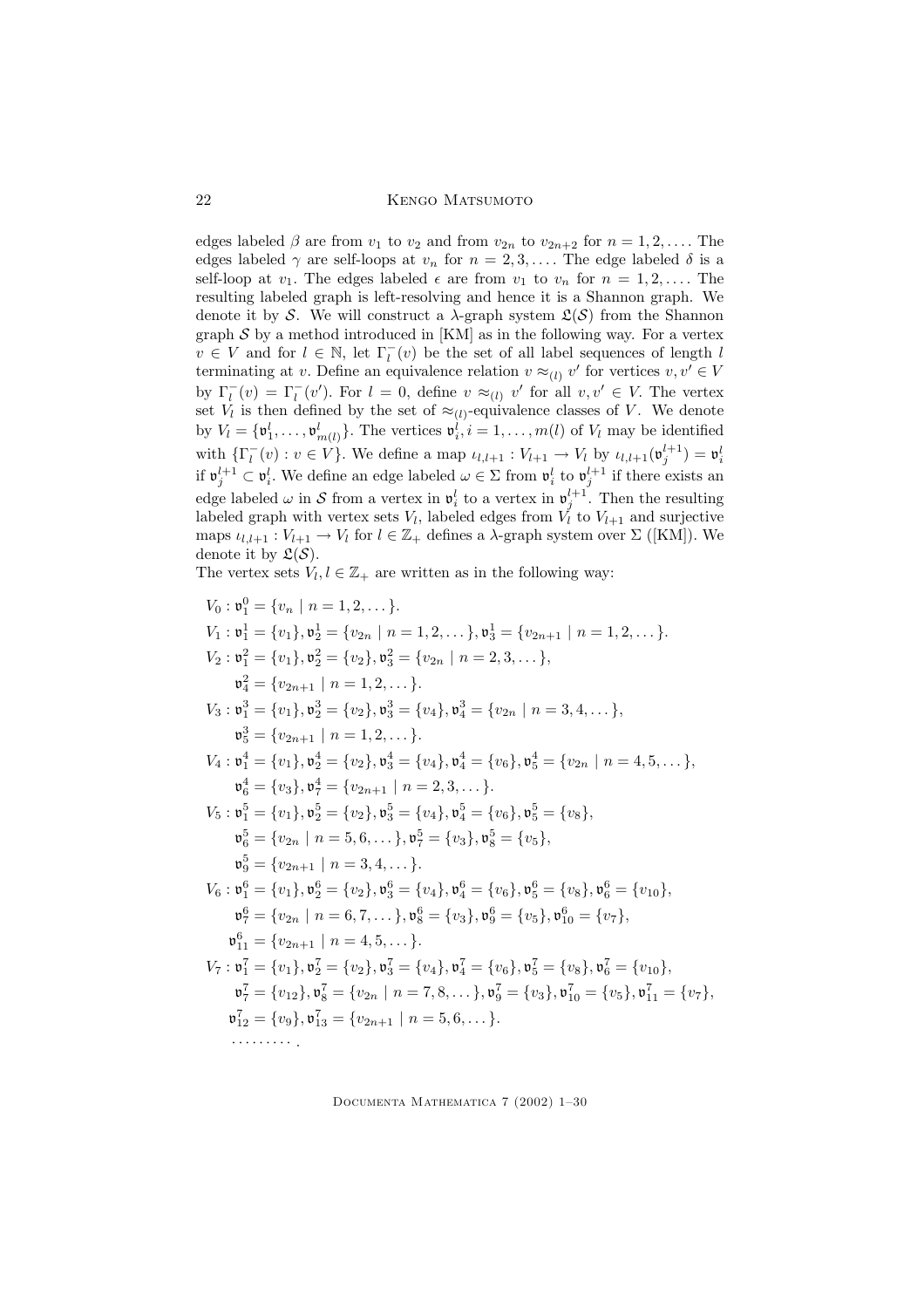edges labeled $\beta$ are from $v_1$ to $v_2$ and from $v_{2n}$ to $v_{2n+2}$ for $n = 1, 2, \dots$. The edges labeled $\gamma$ are self-loops at $v_n$ for $n = 2, 3, \dots$. The edge labeled $\delta$ is a self-loop at $v_1$. The edges labeled $\epsilon$ are from $v_1$ to $v_n$ for $n = 1, 2, \dots$. The resulting labeled graph is left-resolving and hence it is a Shannon graph. We denote it by $\mathcal{S}$. We will construct a $\lambda$-graph system $\mathfrak{L}(\mathcal{S})$ from the Shannon graph $\mathcal{S}$ by a method introduced in [KM] as in the following way. For a vertex $v \in V$ and for $l \in \mathbb{N}$, let $\Gamma_l^-(v)$ be the set of all label sequences of length $l$ terminating at $v$. Define an equivalence relation $v \approx_{(l)} v'$ for vertices $v, v' \in V$ by $\Gamma_l^-(v) = \Gamma_l^-(v')$. For $l = 0$, define $v \approx_{(l)} v'$ for all $v, v' \in V$. The vertex set $V_l$ is then defined by the set of $\approx_{(l)}$-equivalence classes of $V$. We denote by $V_l = \{\mathfrak{v}_1^l, \dots, \mathfrak{v}_{m(l)}^l\}$. The vertices $\mathfrak{v}_i^l, i = 1, \dots, m(l)$ of $V_l$ may be identified with $\{\Gamma_l^-(v) : v \in V\}$. We define a map $\iota_{l,l+1} : V_{l+1} \to V_l$ by $\iota_{l,l+1}(\mathfrak{v}_j^{l+1}) = \mathfrak{v}_i^l$ if $\mathfrak{v}_j^{l+1} \subset \mathfrak{v}_i^l$. We define an edge labeled $\omega \in \Sigma$ from $\mathfrak{v}_i^l$ to $\mathfrak{v}_j^{l+1}$ if there exists an edge labeled $\omega$ in $\mathcal{S}$ from a vertex in $\mathfrak{v}_i^l$ to a vertex in $\mathfrak{v}_j^{l+1}$. Then the resulting labeled graph with vertex sets $V_l$, labeled edges from $V_l$ to $V_{l+1}$ and surjective maps $\iota_{l,l+1} : V_{l+1} \to V_l$ for $l \in \mathbb{Z}_+$ defines a $\lambda$-graph system over $\Sigma$ ([KM]). We denote it by $\mathfrak{L}(\mathcal{S})$.

The vertex sets $V_l, l \in \mathbb{Z}_+$ are written as in the following way:

$$
\begin{aligned}
&V_0 : \mathfrak{v}_1^0 = \{v_n \mid n = 1, 2, \dots\}.\\
&V_1 : \mathfrak{v}_1^1 = \{v_1\}, \mathfrak{v}_2^1 = \{v_{2n} \mid n = 1, 2, \dots\}, \mathfrak{v}_3^1 = \{v_{2n+1} \mid n = 1, 2, \dots\}.\\
&V_2 : \mathfrak{v}_1^2 = \{v_1\}, \mathfrak{v}_2^2 = \{v_2\}, \mathfrak{v}_3^2 = \{v_{2n} \mid n = 2, 3, \dots\},\\
&\qquad \mathfrak{v}_4^2 = \{v_{2n+1} \mid n = 1, 2, \dots\}.\\
&V_3 : \mathfrak{v}_1^3 = \{v_1\}, \mathfrak{v}_2^3 = \{v_2\}, \mathfrak{v}_3^3 = \{v_4\}, \mathfrak{v}_4^3 = \{v_{2n} \mid n = 3, 4, \dots\},\\
&\qquad \mathfrak{v}_5^3 = \{v_{2n+1} \mid n = 1, 2, \dots\}.\\
&V_4 : \mathfrak{v}_1^4 = \{v_1\}, \mathfrak{v}_2^4 = \{v_2\}, \mathfrak{v}_3^4 = \{v_4\}, \mathfrak{v}_4^4 = \{v_6\}, \mathfrak{v}_5^4 = \{v_{2n} \mid n = 4, 5, \dots\},\\
&\qquad \mathfrak{v}_6^4 = \{v_3\}, \mathfrak{v}_7^4 = \{v_{2n+1} \mid n = 2, 3, \dots\}.\\
&V_5 : \mathfrak{v}_1^5 = \{v_1\}, \mathfrak{v}_2^5 = \{v_2\}, \mathfrak{v}_3^5 = \{v_4\}, \mathfrak{v}_4^5 = \{v_6\}, \mathfrak{v}_5^5 = \{v_8\},\\
&\qquad \mathfrak{v}_6^5 = \{v_{2n} \mid n = 5, 6, \dots\}, \mathfrak{v}_7^5 = \{v_3\}, \mathfrak{v}_8^5 = \{v_5\},\\
&\qquad \mathfrak{v}_9^5 = \{v_{2n+1} \mid n = 3, 4, \dots\}.\\
&V_6 : \mathfrak{v}_1^6 = \{v_1\}, \mathfrak{v}_2^6 = \{v_2\}, \mathfrak{v}_3^6 = \{v_4\}, \mathfrak{v}_4^6 = \{v_6\}, \mathfrak{v}_5^6 = \{v_8\}, \mathfrak{v}_6^6 = \{v_{10}\},\\
&\qquad \mathfrak{v}_7^6 = \{v_{2n} \mid n = 6, 7, \dots\}, \mathfrak{v}_8^6 = \{v_3\}, \mathfrak{v}_9^6 = \{v_5\}, \mathfrak{v}_{10}^6 = \{v_7\},\\
&\qquad \mathfrak{v}_{11}^6 = \{v_{2n+1} \mid n = 4, 5, \dots\}.\\
&V_7 : \mathfrak{v}_1^7 = \{v_1\}, \mathfrak{v}_2^7 = \{v_2\}, \mathfrak{v}_3^7 = \{v_4\}, \mathfrak{v}_4^7 = \{v_6\}, \mathfrak{v}_5^7 = \{v_8\}, \mathfrak{v}_6^7 = \{v_{10}\},\\
&\qquad \mathfrak{v}_7^7 = \{v_{12}\}, \mathfrak{v}_8^7 = \{v_{2n} \mid n = 7, 8, \dots\}, \mathfrak{v}_9^7 = \{v_3\}, \mathfrak{v}_{10}^7 = \{v_5\}, \mathfrak{v}_{11}^7 = \{v_7\},\\
&\qquad \mathfrak{v}_{12}^7 = \{v_9\}, \mathfrak{v}_{13}^7 = \{v_{2n+1} \mid n = 5, 6, \dots\}.\\
&\qquad \cdots\cdots\cdots .
\end{aligned}
$$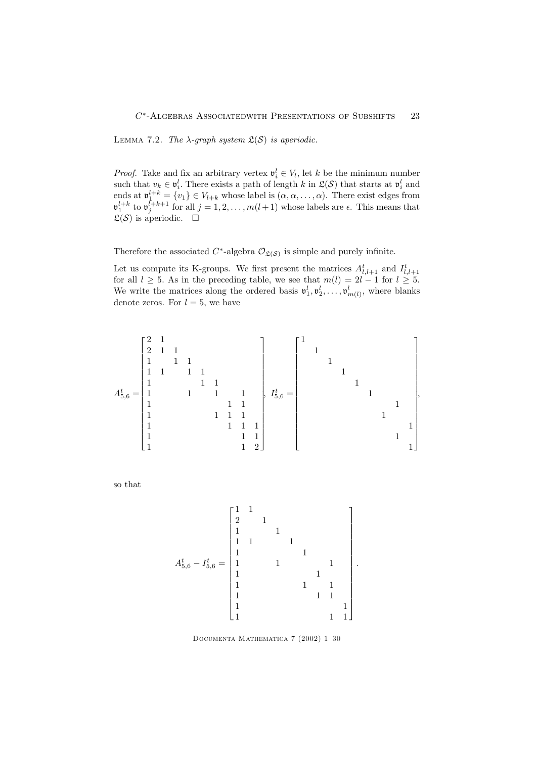**Lemma 7.2.** *The $\lambda$-graph system $\mathfrak{L}(\mathcal{S})$ is aperiodic.*

*Proof.* Take and fix an arbitrary vertex $\mathfrak{v}_i^l \in V_l$, let $k$ be the minimum number such that $v_k \in \mathfrak{v}_i^l$. There exists a path of length $k$ in $\mathfrak{L}(\mathcal{S})$ that starts at $\mathfrak{v}_i^l$ and ends at $\mathfrak{v}_1^{l+k} = \{v_1\} \in V_{l+k}$ whose label is $(\alpha, \alpha, \dots, \alpha)$. There exist edges from $\mathfrak{v}_1^{l+k}$ to $\mathfrak{v}_j^{l+k+1}$ for all $j = 1, 2, \dots, m(l+1)$ whose labels are $\epsilon$. This means that $\mathfrak{L}(\mathcal{S})$ is aperiodic. $\square$

Therefore the associated $C^*$-algebra $\mathcal{O}_{\mathfrak{L}(\mathcal{S})}$ is simple and purely infinite.

Let us compute its K-groups. We first present the matrices $A_{l,l+1}^t$ and $I_{l,l+1}^t$ for all $l \geq 5$. As in the preceding table, we see that $m(l) = 2l - 1$ for $l \geq 5$. We write the matrices along the ordered basis $\mathfrak{v}_1^l, \mathfrak{v}_2^l, \dots, \mathfrak{v}_{m(l)}^l$, where blanks denote zeros. For $l = 5$, we have

$$
A_{5,6}^t = \begin{bmatrix}
2 & 1 & & & & & & & \\
2 & 1 & 1 & & & & & & \\
1 & & 1 & 1 & & & & & \\
1 & 1 & & 1 & 1 & & & & \\
1 & & & & 1 & 1 & & & \\
1 & & & 1 & & 1 & & 1 & \\
1 & & & & & & 1 & 1 & \\
1 & & & & & 1 & 1 & 1 & \\
1 & & & & & & 1 & 1 & 1 \\
1 & & & & & & & 1 & 1 \\
1 & & & & & & & 1 & 2
\end{bmatrix}, \quad
I_{5,6}^t = \begin{bmatrix}
1 & & & & & & & & \\
 & 1 & & & & & & & \\
 & & 1 & & & & & & \\
 & & & 1 & & & & & \\
 & & & & 1 & & & & \\
 & & & & & 1 & & & \\
 & & & & & & & 1 & \\
 & & & & & & 1 & & \\
 & & & & & & & & 1 \\
 & & & & & & & 1 & \\
 & & & & & & & & 1
\end{bmatrix},
$$

so that

$$
A_{5,6}^t - I_{5,6}^t = \begin{bmatrix}
1 & 1 & & & & & & & \\
2 & & 1 & & & & & & \\
1 & & & 1 & & & & & \\
1 & 1 & & & 1 & & & & \\
1 & & & & & 1 & & & \\
1 & & & 1 & & & & 1 & \\
1 & & & & & & 1 & & \\
1 & & & & & 1 & & 1 & \\
1 & & & & & & 1 & 1 & \\
1 & & & & & & & & 1 \\
1 & & & & & & & 1 & 1
\end{bmatrix}.
$$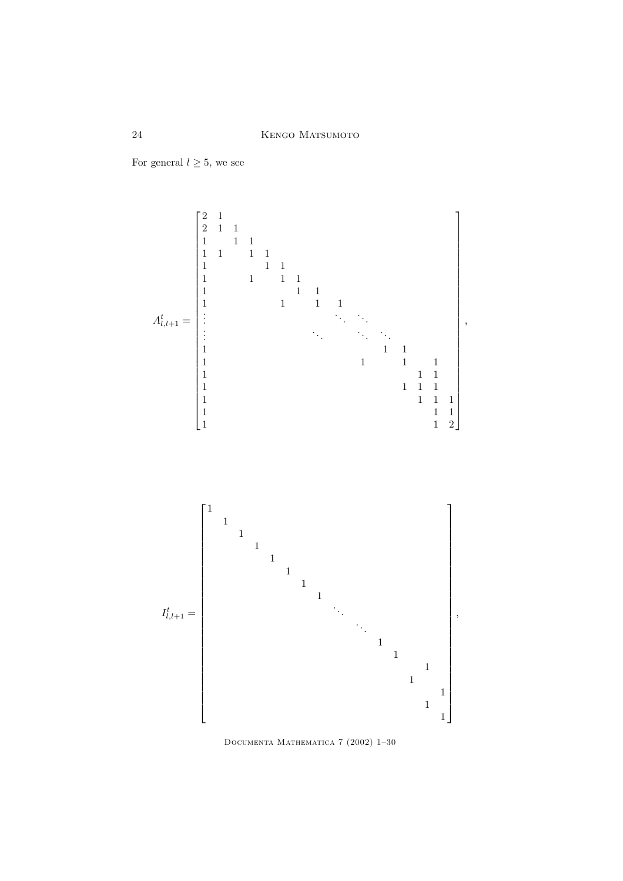For general $l \geq 5$, we see

$$
A^t_{l,l+1} = \begin{bmatrix}
2 & 1 & & & & & & & & & & & & & \\
2 & 1 & 1 & & & & & & & & & & & & \\
1 & & 1 & 1 & & & & & & & & & & & \\
1 & 1 & & 1 & 1 & & & & & & & & & & \\
1 & & & & 1 & 1 & & & & & & & & & \\
1 & & & 1 & & 1 & 1 & & & & & & & & \\
1 & & & & & & 1 & 1 & & & & & & & \\
1 & & & & & 1 & & 1 & 1 & & & & & & \\
\vdots & & & & & & & & \ddots & \ddots & & & & & \\
\vdots & & & & & & & \ddots & & \ddots & \ddots & & & & \\
1 & & & & & & & & & & 1 & 1 & & & \\
1 & & & & & & & & & 1 & & 1 & & 1 & \\
1 & & & & & & & & & & & & 1 & 1 & \\
1 & & & & & & & & & & & 1 & 1 & 1 & \\
1 & & & & & & & & & & & & 1 & 1 & 1 \\
1 & & & & & & & & & & & & & 1 & 1 \\
1 & & & & & & & & & & & & & 1 & 2
\end{bmatrix},
$$

$$
I^t_{l,l+1} = \begin{bmatrix}
1 & & & & & & & & & & & & & & \\
& 1 & & & & & & & & & & & & & \\
& & 1 & & & & & & & & & & & & \\
& & & 1 & & & & & & & & & & & \\
& & & & 1 & & & & & & & & & & \\
& & & & & 1 & & & & & & & & & \\
& & & & & & 1 & & & & & & & & \\
& & & & & & & 1 & & & & & & & \\
& & & & & & & & \ddots & & & & & & \\
& & & & & & & & & \ddots & & & & & \\
& & & & & & & & & & 1 & & & & \\
& & & & & & & & & & & 1 & & & \\
& & & & & & & & & & & & & 1 & \\
& & & & & & & & & & & & 1 & & \\
& & & & & & & & & & & & & & 1 \\
& & & & & & & & & & & & & 1 & \\
& & & & & & & & & & & & & & 1
\end{bmatrix},
$$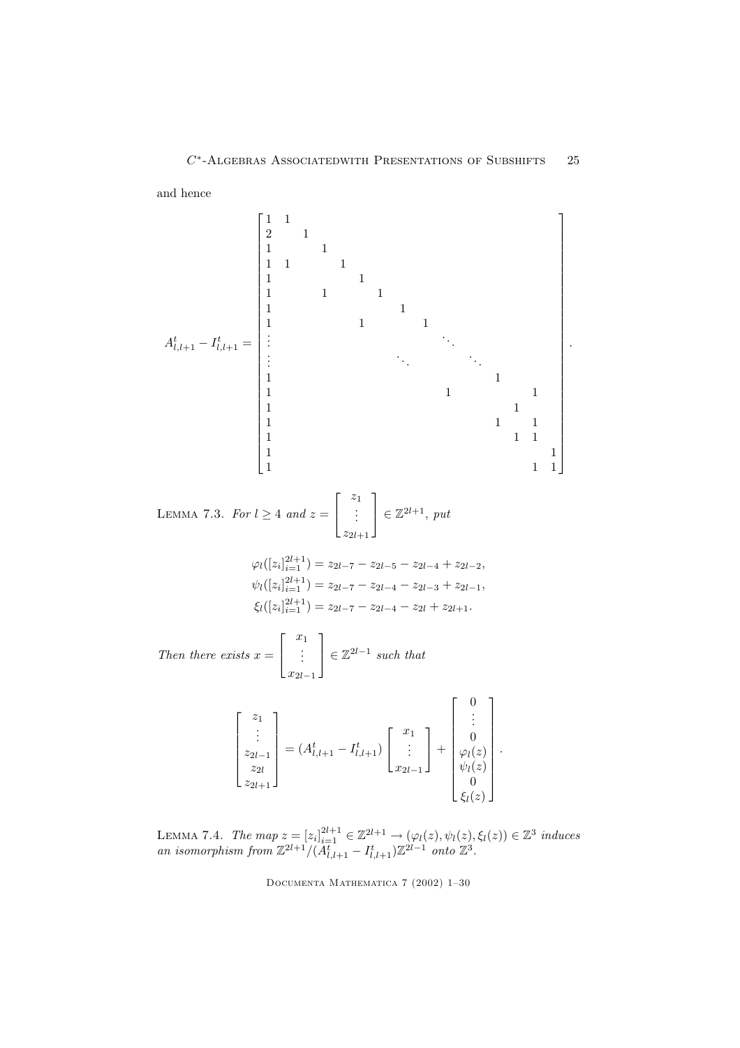and hence

$$
A^t_{l,l+1} - I^t_{l,l+1} = \begin{bmatrix}
1 & 1 & & & & & & & & & & & & & \\
2 & & 1 & & & & & & & & & & & & \\
1 & & & 1 & & & & & & & & & & & \\
1 & 1 & & & 1 & & & & & & & & & & \\
1 & & & & & 1 & & & & & & & & & \\
1 & & & 1 & & & 1 & & & & & & & & \\
1 & & & & & & & 1 & & & & & & & \\
1 & & & & & 1 & & & 1 & & & & & & \\
\vdots & & & & & & & & & \ddots & & & & & \\
\vdots & & & & & & & \ddots & & & \ddots & & & & \\
1 & & & & & & & & & & & 1 & & & \\
1 & & & & & & & & & 1 & & & & 1 & \\
1 & & & & & & & & & & & & 1 & & \\
1 & & & & & & & & & & & 1 & & 1 & \\
1 & & & & & & & & & & & & 1 & 1 & \\
1 & & & & & & & & & & & & & & 1 \\
1 & & & & & & & & & & & & & 1 & 1
\end{bmatrix}.
$$

LEMMA 7.3. *For $l \geq 4$ and $z = \begin{bmatrix} z_1 \\ \vdots \\ z_{2l+1} \end{bmatrix} \in \mathbb{Z}^{2l+1}$, put*

$$
\varphi_l([z_i]_{i=1}^{2l+1}) = z_{2l-7} - z_{2l-5} - z_{2l-4} + z_{2l-2},
$$
$$
\psi_l([z_i]_{i=1}^{2l+1}) = z_{2l-7} - z_{2l-4} - z_{2l-3} + z_{2l-1},
$$
$$
\xi_l([z_i]_{i=1}^{2l+1}) = z_{2l-7} - z_{2l-4} - z_{2l} + z_{2l+1}.
$$

*Then there exists $x = \begin{bmatrix} x_1 \\ \vdots \\ x_{2l-1} \end{bmatrix} \in \mathbb{Z}^{2l-1}$ such that*

$$
\begin{bmatrix} z_1 \\ \vdots \\ z_{2l-1} \\ z_{2l} \\ z_{2l+1} \end{bmatrix} = (A^t_{l,l+1} - I^t_{l,l+1}) \begin{bmatrix} x_1 \\ \vdots \\ x_{2l-1} \end{bmatrix} + \begin{bmatrix} 0 \\ \vdots \\ 0 \\ \varphi_l(z) \\ \psi_l(z) \\ 0 \\ \xi_l(z) \end{bmatrix}.
$$

LEMMA 7.4. *The map $z = [z_i]_{i=1}^{2l+1} \in \mathbb{Z}^{2l+1} \to (\varphi_l(z), \psi_l(z), \xi_l(z)) \in \mathbb{Z}^3$ induces an isomorphism from $\mathbb{Z}^{2l+1}/(A^t_{l,l+1} - I^t_{l,l+1})\mathbb{Z}^{2l-1}$ onto $\mathbb{Z}^3$.*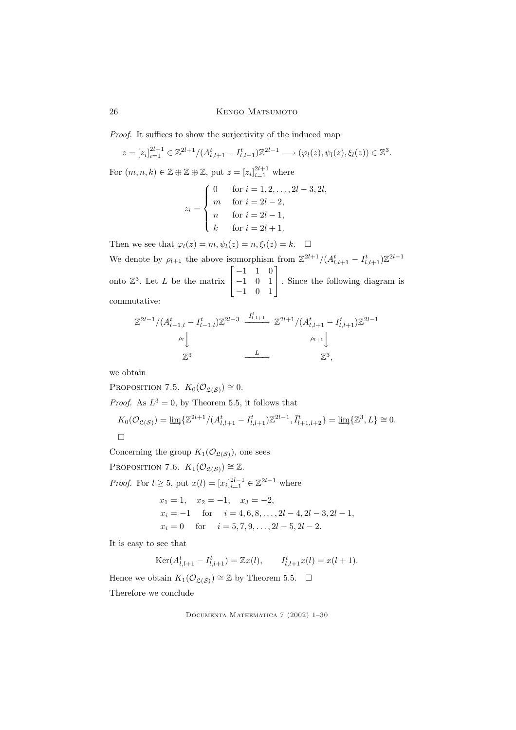*Proof.* It suffices to show the surjectivity of the induced map

$$z = [z_i]_{i=1}^{2l+1} \in \mathbb{Z}^{2l+1}/(A^t_{l,l+1} - I^t_{l,l+1})\mathbb{Z}^{2l-1} \longrightarrow (\varphi_l(z), \psi_l(z), \xi_l(z)) \in \mathbb{Z}^3.$$

For $(m,n,k) \in \mathbb{Z} \oplus \mathbb{Z} \oplus \mathbb{Z}$, put $z = [z_i]_{i=1}^{2l+1}$ where

$$z_i = \begin{cases} 0 & \text{for } i = 1, 2, \dots, 2l-3, 2l, \\ m & \text{for } i = 2l-2, \\ n & \text{for } i = 2l-1, \\ k & \text{for } i = 2l+1. \end{cases}$$

Then we see that $\varphi_l(z) = m, \psi_l(z) = n, \xi_l(z) = k$. $\square$

We denote by $\rho_{l+1}$ the above isomorphism from $\mathbb{Z}^{2l+1}/(A^t_{l,l+1} - I^t_{l,l+1})\mathbb{Z}^{2l-1}$ onto $\mathbb{Z}^3$. Let $L$ be the matrix $\begin{bmatrix} -1 & 1 & 0 \\ -1 & 0 & 1 \\ -1 & 0 & 1 \end{bmatrix}$. Since the following diagram is commutative:

$$\begin{array}{ccc} \mathbb{Z}^{2l-1}/(A^t_{l-1,l} - I^t_{l-1,l})\mathbb{Z}^{2l-3} & \xrightarrow{I^t_{l,l+1}} & \mathbb{Z}^{2l+1}/(A^t_{l,l+1} - I^t_{l,l+1})\mathbb{Z}^{2l-1} \\ \rho_l \downarrow & & \rho_{l+1} \downarrow \\ \mathbb{Z}^3 & \xrightarrow{L} & \mathbb{Z}^3, \end{array}$$

we obtain

Proposition 7.5. $K_0(\mathcal{O}_{\mathfrak{L}(\mathcal{S})}) \cong 0.$

*Proof.* As $L^3 = 0$, by Theorem 5.5, it follows that

$$K_0(\mathcal{O}_{\mathfrak{L}(\mathcal{S})}) = \varinjlim\{\mathbb{Z}^{2l+1}/(A^t_{l,l+1} - I^t_{l,l+1})\mathbb{Z}^{2l-1}, \bar{I}^t_{l+1,l+2}\} = \varinjlim\{\mathbb{Z}^3, L\} \cong 0.$$

$\square$

Concerning the group $K_1(\mathcal{O}_{\mathfrak{L}(\mathcal{S})})$, one sees

Proposition 7.6. $K_1(\mathcal{O}_{\mathfrak{L}(\mathcal{S})}) \cong \mathbb{Z}.$

*Proof.* For $l \geq 5$, put $x(l) = [x_i]_{i=1}^{2l-1} \in \mathbb{Z}^{2l-1}$ where

$$\begin{aligned} &x_1 = 1, \quad x_2 = -1, \quad x_3 = -2, \\ &x_i = -1 \quad \text{for} \quad i = 4, 6, 8, \dots, 2l-4, 2l-3, 2l-1, \\ &x_i = 0 \quad \text{for} \quad i = 5, 7, 9, \dots, 2l-5, 2l-2. \end{aligned}$$

It is easy to see that

$$\mathrm{Ker}(A^t_{l,l+1} - I^t_{l,l+1}) = \mathbb{Z}x(l), \qquad I^t_{l,l+1}x(l) = x(l+1).$$

Hence we obtain $K_1(\mathcal{O}_{\mathfrak{L}(\mathcal{S})}) \cong \mathbb{Z}$ by Theorem 5.5. $\square$

Therefore we conclude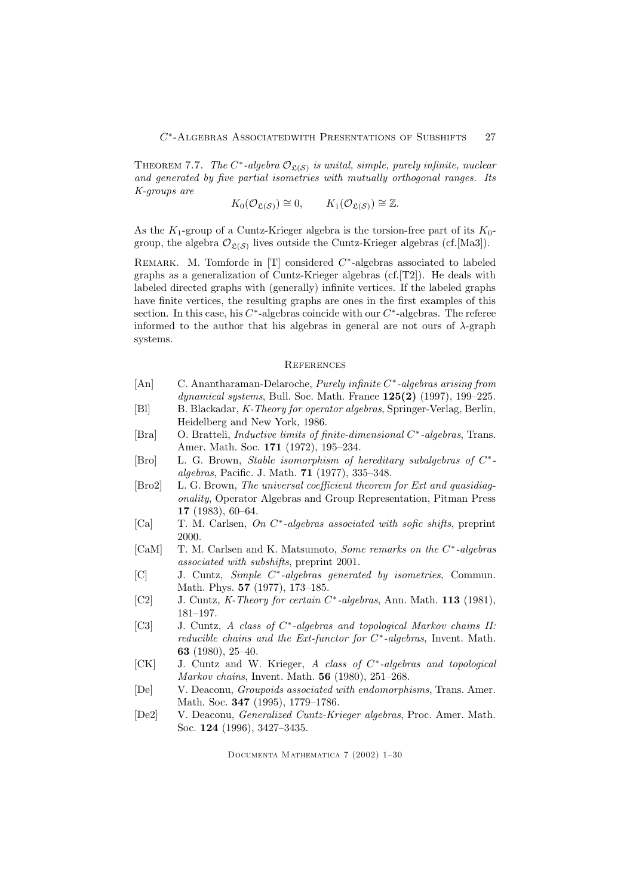THEOREM 7.7. *The $C^*$-algebra $\mathcal{O}_{\mathfrak{L}(\mathcal{S})}$ is unital, simple, purely infinite, nuclear and generated by five partial isometries with mutually orthogonal ranges. Its K-groups are*

$$K_0(\mathcal{O}_{\mathfrak{L}(\mathcal{S})}) \cong 0, \qquad K_1(\mathcal{O}_{\mathfrak{L}(\mathcal{S})}) \cong \mathbb{Z}.$$

As the $K_1$-group of a Cuntz-Krieger algebra is the torsion-free part of its $K_0$-group, the algebra $\mathcal{O}_{\mathfrak{L}(\mathcal{S})}$ lives outside the Cuntz-Krieger algebras (cf.[Ma3]).

REMARK. M. Tomforde in [T] considered $C^*$-algebras associated to labeled graphs as a generalization of Cuntz-Krieger algebras (cf.[T2]). He deals with labeled directed graphs with (generally) infinite vertices. If the labeled graphs have finite vertices, the resulting graphs are ones in the first examples of this section. In this case, his $C^*$-algebras coincide with our $C^*$-algebras. The referee informed to the author that his algebras in general are not ours of $\lambda$-graph systems.

## REFERENCES

- [An] C. Anantharaman-Delaroche, *Purely infinite $C^*$-algebras arising from dynamical systems*, Bull. Soc. Math. France **125(2)** (1997), 199–225.
- [Bl] B. Blackadar, *K-Theory for operator algebras*, Springer-Verlag, Berlin, Heidelberg and New York, 1986.
- [Bra] O. Bratteli, *Inductive limits of finite-dimensional $C^*$-algebras*, Trans. Amer. Math. Soc. **171** (1972), 195–234.
- [Bro] L. G. Brown, *Stable isomorphism of hereditary subalgebras of $C^*$-algebras*, Pacific. J. Math. **71** (1977), 335–348.
- [Bro2] L. G. Brown, *The universal coefficient theorem for Ext and quasidiagonality*, Operator Algebras and Group Representation, Pitman Press **17** (1983), 60–64.
- [Ca] T. M. Carlsen, *On $C^*$-algebras associated with sofic shifts*, preprint 2000.
- [CaM] T. M. Carlsen and K. Matsumoto, *Some remarks on the $C^*$-algebras associated with subshifts*, preprint 2001.
- [C] J. Cuntz, *Simple $C^*$-algebras generated by isometries*, Commun. Math. Phys. **57** (1977), 173–185.
- [C2] J. Cuntz, *K-Theory for certain $C^*$-algebras*, Ann. Math. **113** (1981), 181–197.
- [C3] J. Cuntz, *A class of $C^*$-algebras and topological Markov chains II: reducible chains and the Ext-functor for $C^*$-algebras*, Invent. Math. **63** (1980), 25–40.
- [CK] J. Cuntz and W. Krieger, *A class of $C^*$-algebras and topological Markov chains*, Invent. Math. **56** (1980), 251–268.
- [De] V. Deaconu, *Groupoids associated with endomorphisms*, Trans. Amer. Math. Soc. **347** (1995), 1779–1786.
- [De2] V. Deaconu, *Generalized Cuntz-Krieger algebras*, Proc. Amer. Math. Soc. **124** (1996), 3427–3435.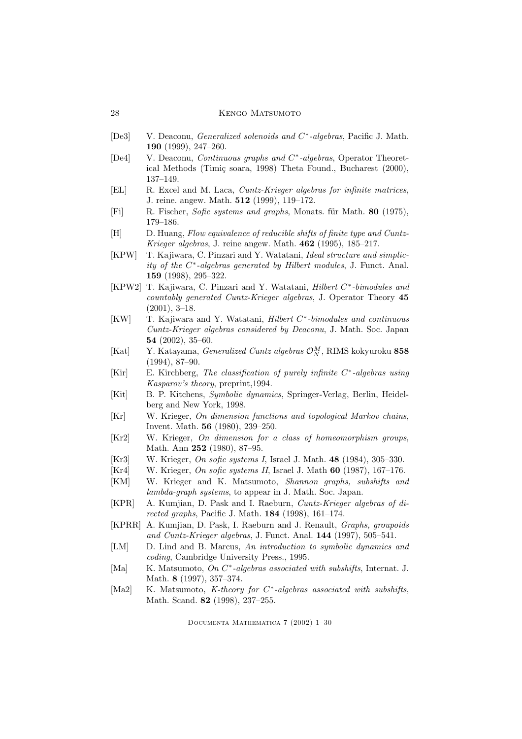[De3] V. Deaconu, *Generalized solenoids and $C^*$-algebras*, Pacific J. Math. **190** (1999), 247–260.

[De4] V. Deaconu, *Continuous graphs and $C^*$-algebras*, Operator Theoretical Methods (Timiç soara, 1998) Theta Found., Bucharest (2000), 137–149.

[EL] R. Excel and M. Laca, *Cuntz-Krieger algebras for infinite matrices*, J. reine. angew. Math. **512** (1999), 119–172.

[Fi] R. Fischer, *Sofic systems and graphs*, Monats. für Math. **80** (1975), 179–186.

[H] D. Huang, *Flow equivalence of reducible shifts of finite type and Cuntz-Krieger algebras*, J. reine angew. Math. **462** (1995), 185–217.

[KPW] T. Kajiwara, C. Pinzari and Y. Watatani, *Ideal structure and simplicity of the $C^*$-algebras generated by Hilbert modules*, J. Funct. Anal. **159** (1998), 295–322.

[KPW2] T. Kajiwara, C. Pinzari and Y. Watatani, *Hilbert $C^*$-bimodules and countably generated Cuntz-Krieger algebras*, J. Operator Theory **45** (2001), 3–18.

[KW] T. Kajiwara and Y. Watatani, *Hilbert $C^*$-bimodules and continuous Cuntz-Krieger algebras considered by Deaconu*, J. Math. Soc. Japan **54** (2002), 35–60.

[Kat] Y. Katayama, *Generalized Cuntz algebras $\mathcal{O}_N^M$*, RIMS kokyuroku **858** (1994), 87–90.

[Kir] E. Kirchberg, *The classification of purely infinite $C^*$-algebras using Kasparov's theory*, preprint,1994.

[Kit] B. P. Kitchens, *Symbolic dynamics*, Springer-Verlag, Berlin, Heidelberg and New York, 1998.

[Kr] W. Krieger, *On dimension functions and topological Markov chains*, Invent. Math. **56** (1980), 239–250.

[Kr2] W. Krieger, *On dimension for a class of homeomorphism groups*, Math. Ann **252** (1980), 87–95.

[Kr3] W. Krieger, *On sofic systems I*, Israel J. Math. **48** (1984), 305–330.

[Kr4] W. Krieger, *On sofic systems II*, Israel J. Math **60** (1987), 167–176.

[KM] W. Krieger and K. Matsumoto, *Shannon graphs, subshifts and lambda-graph systems*, to appear in J. Math. Soc. Japan.

[KPR] A. Kumjian, D. Pask and I. Raeburn, *Cuntz-Krieger algebras of directed graphs*, Pacific J. Math. **184** (1998), 161–174.

[KPRR] A. Kumjian, D. Pask, I. Raeburn and J. Renault, *Graphs, groupoids and Cuntz-Krieger algebras*, J. Funct. Anal. **144** (1997), 505–541.

[LM] D. Lind and B. Marcus, *An introduction to symbolic dynamics and coding*, Cambridge University Press., 1995.

[Ma] K. Matsumoto, *On $C^*$-algebras associated with subshifts*, Internat. J. Math. **8** (1997), 357–374.

[Ma2] K. Matsumoto, *K-theory for $C^*$-algebras associated with subshifts*, Math. Scand. **82** (1998), 237–255.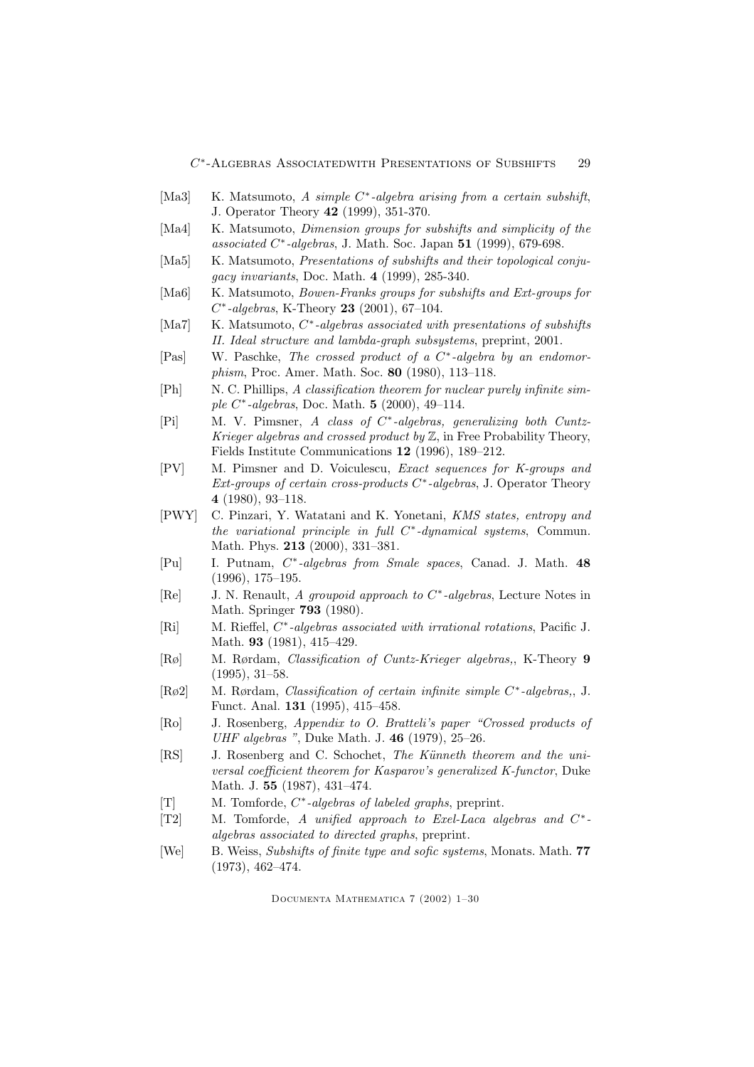- [Ma3] K. Matsumoto, *A simple $C^*$-algebra arising from a certain subshift*, J. Operator Theory **42** (1999), 351-370.
- [Ma4] K. Matsumoto, *Dimension groups for subshifts and simplicity of the associated $C^*$-algebras*, J. Math. Soc. Japan **51** (1999), 679-698.
- [Ma5] K. Matsumoto, *Presentations of subshifts and their topological conjugacy invariants*, Doc. Math. **4** (1999), 285-340.
- [Ma6] K. Matsumoto, *Bowen-Franks groups for subshifts and Ext-groups for $C^*$-algebras*, K-Theory **23** (2001), 67–104.
- [Ma7] K. Matsumoto, *$C^*$-algebras associated with presentations of subshifts II. Ideal structure and lambda-graph subsystems*, preprint, 2001.
- [Pas] W. Paschke, *The crossed product of a $C^*$-algebra by an endomorphism*, Proc. Amer. Math. Soc. **80** (1980), 113–118.
- [Ph] N. C. Phillips, *A classification theorem for nuclear purely infinite simple $C^*$-algebras*, Doc. Math. **5** (2000), 49–114.
- [Pi] M. V. Pimsner, *A class of $C^*$-algebras, generalizing both Cuntz-Krieger algebras and crossed product by $\mathbb{Z}$*, in Free Probability Theory, Fields Institute Communications **12** (1996), 189–212.
- [PV] M. Pimsner and D. Voiculescu, *Exact sequences for K-groups and Ext-groups of certain cross-products $C^*$-algebras*, J. Operator Theory **4** (1980), 93–118.
- [PWY] C. Pinzari, Y. Watatani and K. Yonetani, *KMS states, entropy and the variational principle in full $C^*$-dynamical systems*, Commun. Math. Phys. **213** (2000), 331–381.
- [Pu] I. Putnam, *$C^*$-algebras from Smale spaces*, Canad. J. Math. **48** (1996), 175–195.
- [Re] J. N. Renault, *A groupoid approach to $C^*$-algebras*, Lecture Notes in Math. Springer **793** (1980).
- [Ri] M. Rieffel, *$C^*$-algebras associated with irrational rotations*, Pacific J. Math. **93** (1981), 415–429.
- [Rø] M. Rørdam, *Classification of Cuntz-Krieger algebras,*, K-Theory **9** (1995), 31–58.
- [Rø2] M. Rørdam, *Classification of certain infinite simple $C^*$-algebras,*, J. Funct. Anal. **131** (1995), 415–458.
- [Ro] J. Rosenberg, *Appendix to O. Bratteli's paper "Crossed products of UHF algebras"*, Duke Math. J. **46** (1979), 25–26.
- [RS] J. Rosenberg and C. Schochet, *The Künneth theorem and the universal coefficient theorem for Kasparov's generalized K-functor*, Duke Math. J. **55** (1987), 431–474.
- [T] M. Tomforde, *$C^*$-algebras of labeled graphs*, preprint.
- [T2] M. Tomforde, *A unified approach to Exel-Laca algebras and $C^*$-algebras associated to directed graphs*, preprint.
- [We] B. Weiss, *Subshifts of finite type and sofic systems*, Monats. Math. **77** (1973), 462–474.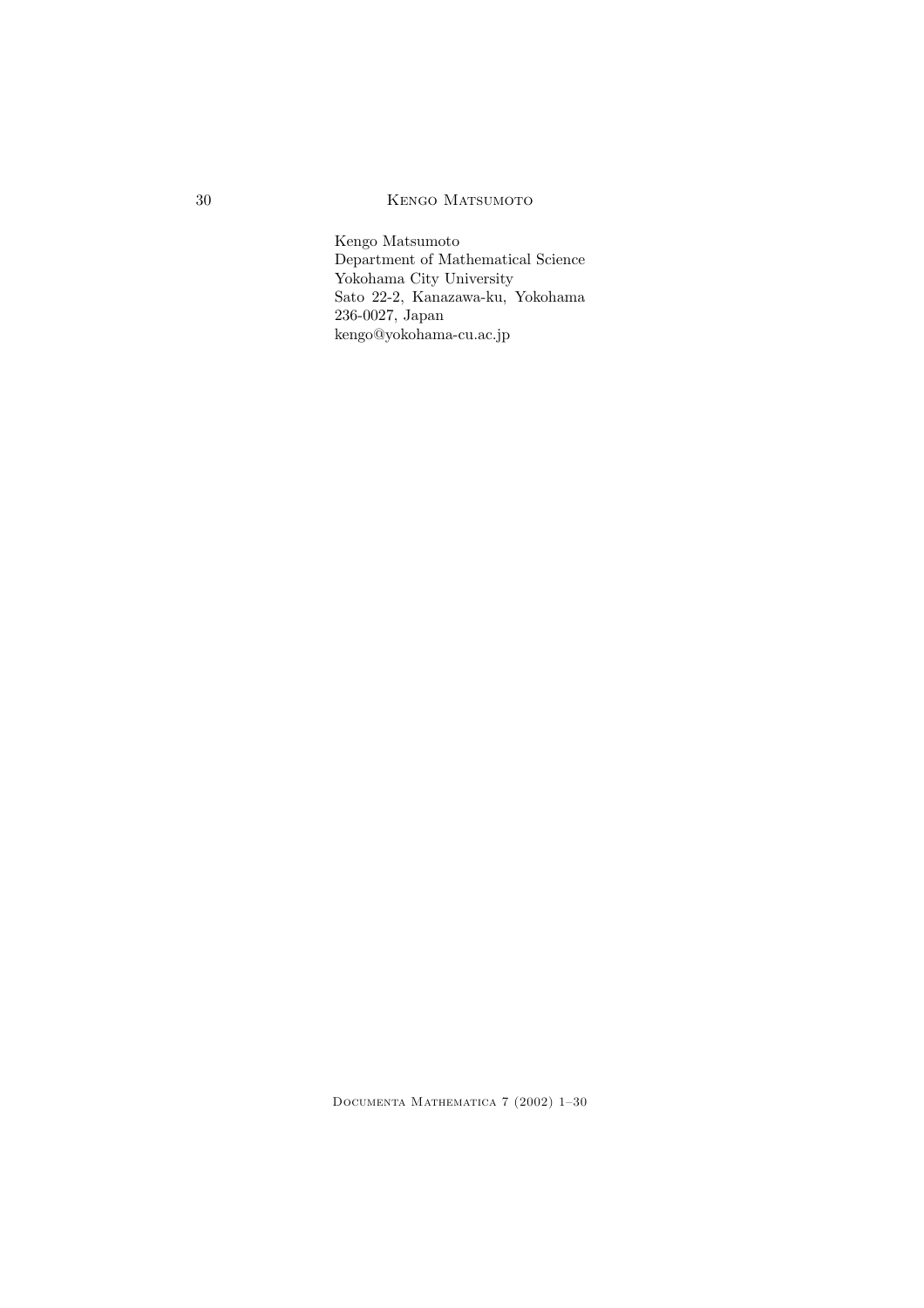Kengo Matsumoto
Department of Mathematical Science
Yokohama City University
Sato 22-2, Kanazawa-ku, Yokohama
236-0027, Japan
kengo@yokohama-cu.ac.jp